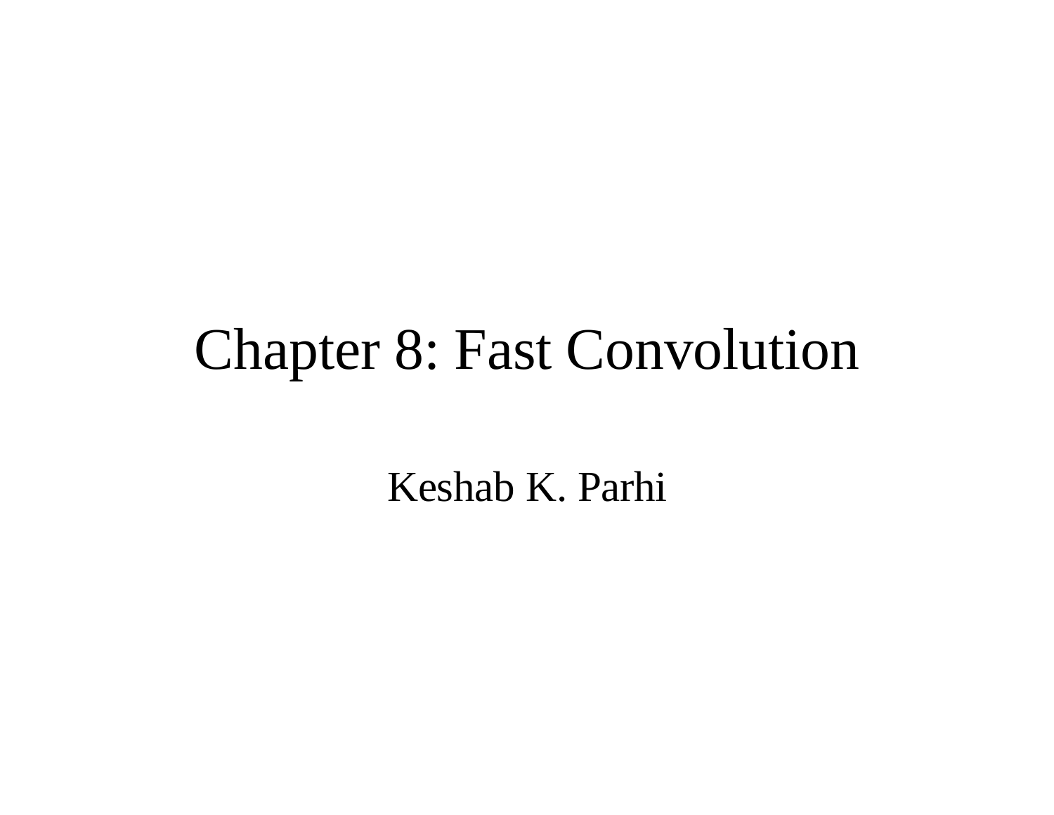# Chapter 8: Fast Convolution

Keshab K. Parhi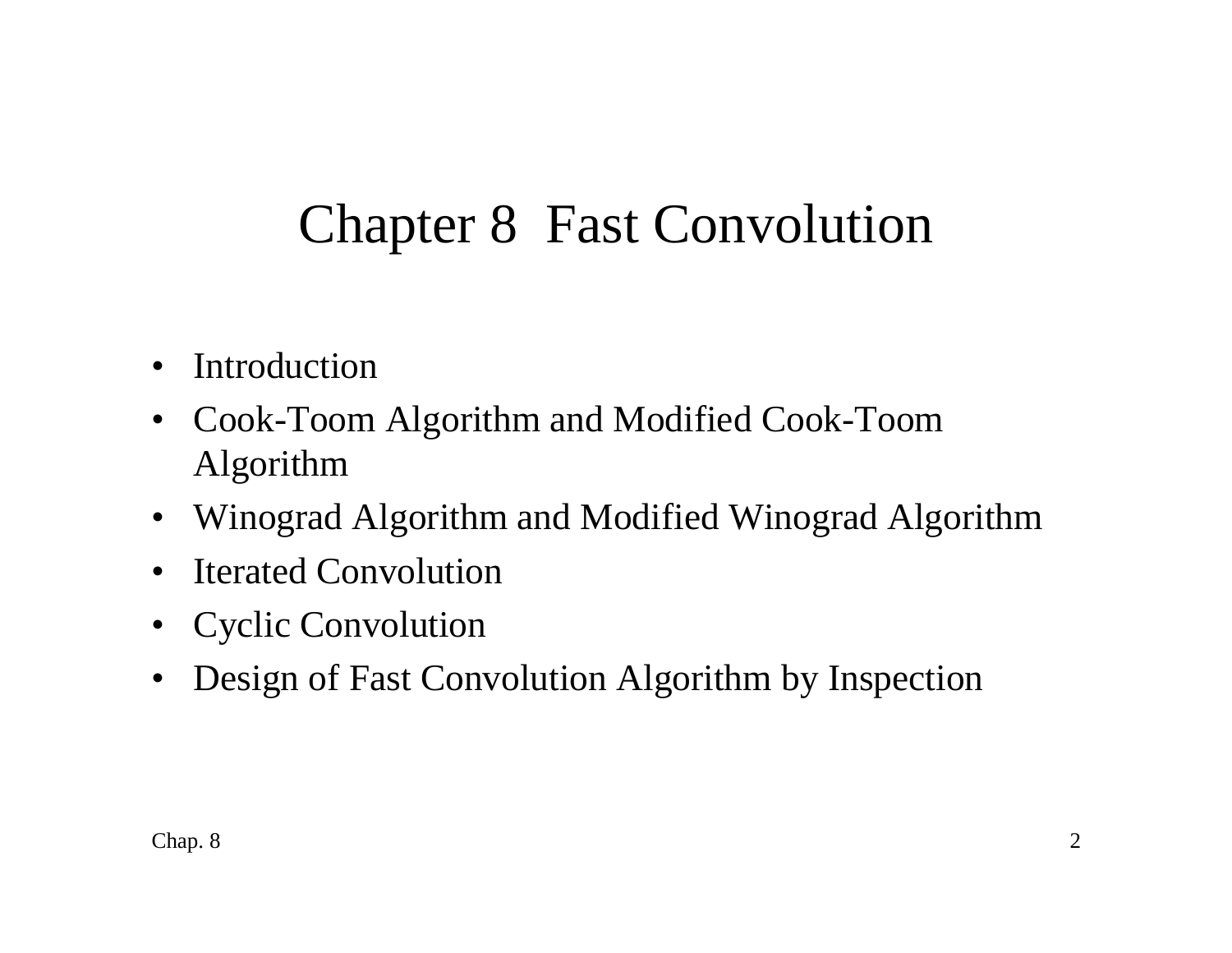# Chapter 8 Fast Convolution

- Introduction
- Cook-Toom Algorithm and Modified Cook-Toom Algorithm
- Winograd Algorithm and Modified Winograd Algorithm
- Iterated Convolution
- Cyclic Convolution
- Design of Fast Convolution Algorithm by Inspection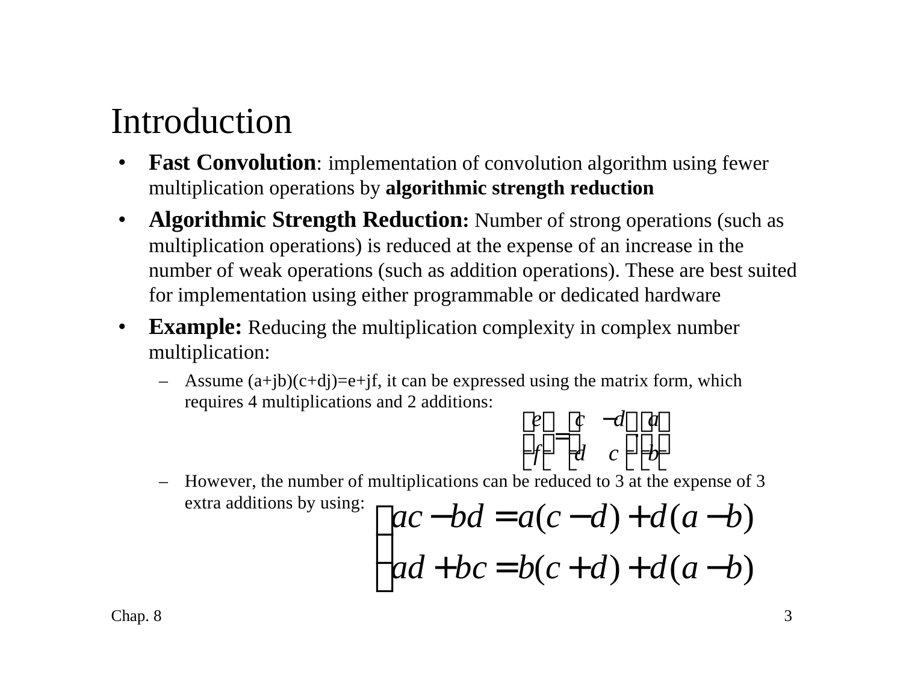# Introduction

- **Fast Convolution**: implementation of convolution algorithm using fewer multiplication operations by **algorithmic strength reduction**
- **Algorithmic Strength Reduction:** Number of strong operations (such as multiplication operations) is reduced at the expense of an increase in the number of weak operations (such as addition operations). These are best suited for implementation using either programmable or dedicated hardware
- **Example:** Reducing the multiplication complexity in complex number multiplication:
  - Assume (a+jb)(c+dj)=e+jf, it can be expressed using the matrix form, which requires 4 multiplications and 2 additions:

$$\begin{bmatrix} e \\ f \end{bmatrix} = \begin{bmatrix} c & -d \\ d & c \end{bmatrix} \begin{bmatrix} a \\ b \end{bmatrix}$$

  - However, the number of multiplications can be reduced to 3 at the expense of 3 extra additions by using:

$$\begin{cases} ac - bd = a(c - d) + d(a - b) \\ ad + bc = b(c + d) + d(a - b) \end{cases}$$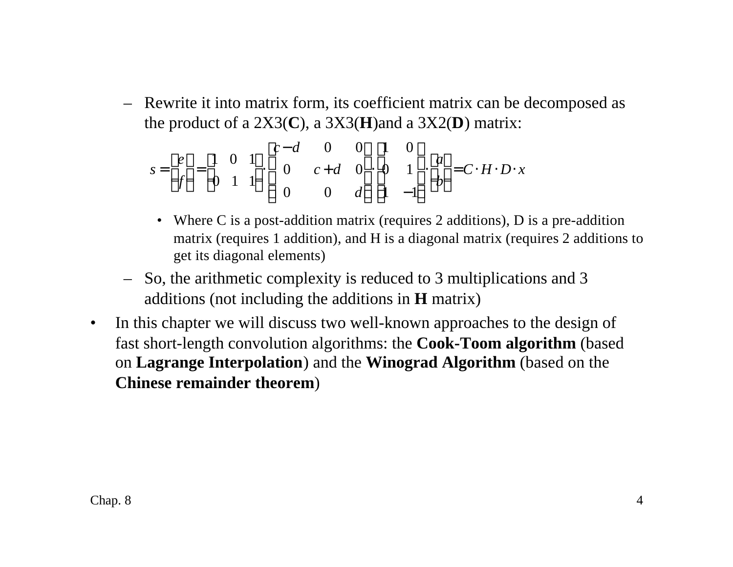- Rewrite it into matrix form, its coefficient matrix can be decomposed as the product of a 2X3(**C**), a 3X3(**H**)and a 3X2(**D**) matrix:

$$s = \begin{bmatrix} e \\ f \end{bmatrix} = \begin{bmatrix} 1 & 0 & 1 \\ 0 & 1 & 1 \end{bmatrix} \cdot \begin{bmatrix} c-d & 0 & 0 \\ 0 & c+d & 0 \\ 0 & 0 & d \end{bmatrix} \cdot \begin{bmatrix} 1 & 0 \\ 0 & 1 \\ 1 & -1 \end{bmatrix} \cdot \begin{bmatrix} a \\ b \end{bmatrix} = C \cdot H \cdot D \cdot x$$

  - Where C is a post-addition matrix (requires 2 additions), D is a pre-addition matrix (requires 1 addition), and H is a diagonal matrix (requires 2 additions to get its diagonal elements)

- So, the arithmetic complexity is reduced to 3 multiplications and 3 additions (not including the additions in **H** matrix)

- In this chapter we will discuss two well-known approaches to the design of fast short-length convolution algorithms: the **Cook-Toom algorithm** (based on **Lagrange Interpolation**) and the **Winograd Algorithm** (based on the **Chinese remainder theorem**)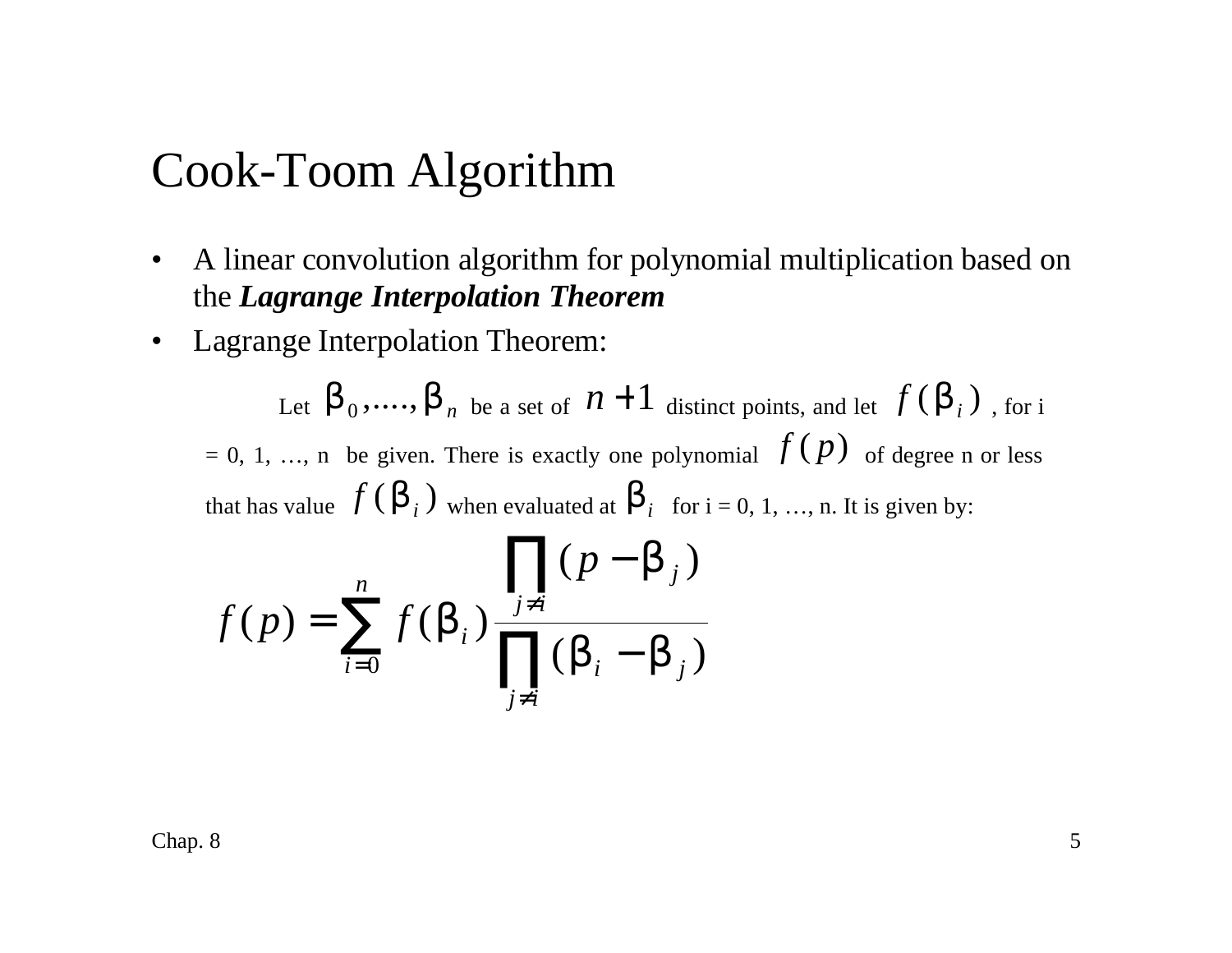# Cook-Toom Algorithm

- A linear convolution algorithm for polynomial multiplication based on the ***Lagrange Interpolation Theorem***
- Lagrange Interpolation Theorem:

Let $\beta_0, \ldots, \beta_n$ be a set of $n+1$ distinct points, and let $f(\beta_i)$, for i = 0, 1, …, n be given. There is exactly one polynomial $f(p)$ of degree n or less that has value $f(\beta_i)$ when evaluated at $\beta_i$ for i = 0, 1, …, n. It is given by:

$$f(p) = \sum_{i=0}^{n} f(\beta_i) \frac{\prod_{j \neq i} (p - \beta_j)}{\prod_{j \neq i} (\beta_i - \beta_j)}$$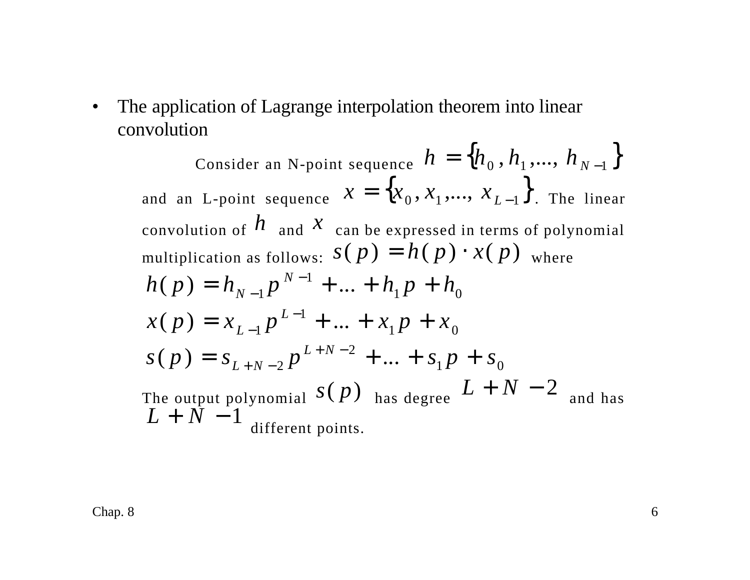- The application of Lagrange interpolation theorem into linear convolution

  Consider an N-point sequence $h = \{h_0, h_1, ..., h_{N-1}\}$ and an L-point sequence $x = \{x_0, x_1, ..., x_{L-1}\}$. The linear convolution of $h$ and $x$ can be expressed in terms of polynomial multiplication as follows: $s(p) = h(p) \cdot x(p)$ where

  $$h(p) = h_{N-1} p^{N-1} + ... + h_1 p + h_0$$

  $$x(p) = x_{L-1} p^{L-1} + ... + x_1 p + x_0$$

  $$s(p) = s_{L+N-2} p^{L+N-2} + ... + s_1 p + s_0$$

  The output polynomial $s(p)$ has degree $L + N - 2$ and has $L + N - 1$ different points.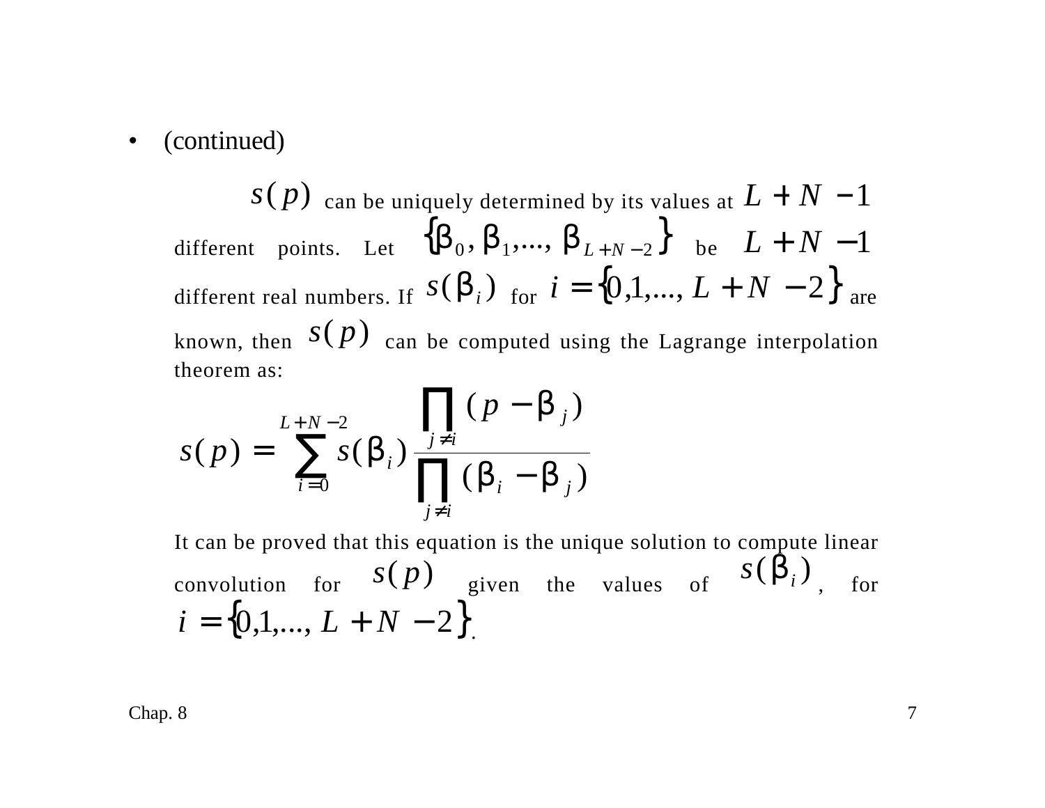- (continued)

  $s(p)$ can be uniquely determined by its values at $L+N-1$ different points. Let $\{\beta_0, \beta_1, ..., \beta_{L+N-2}\}$ be $L+N-1$ different real numbers. If $s(\beta_i)$ for $i = \{0,1,..., L+N-2\}$ are known, then $s(p)$ can be computed using the Lagrange interpolation theorem as:

$$s(p) = \sum_{i=0}^{L+N-2} s(\beta_i) \frac{\prod_{j \neq i} (p - \beta_j)}{\prod_{j \neq i} (\beta_i - \beta_j)}$$

  It can be proved that this equation is the unique solution to compute linear convolution for $s(p)$ given the values of $s(\beta_i)$, for $i = \{0,1,..., L+N-2\}$.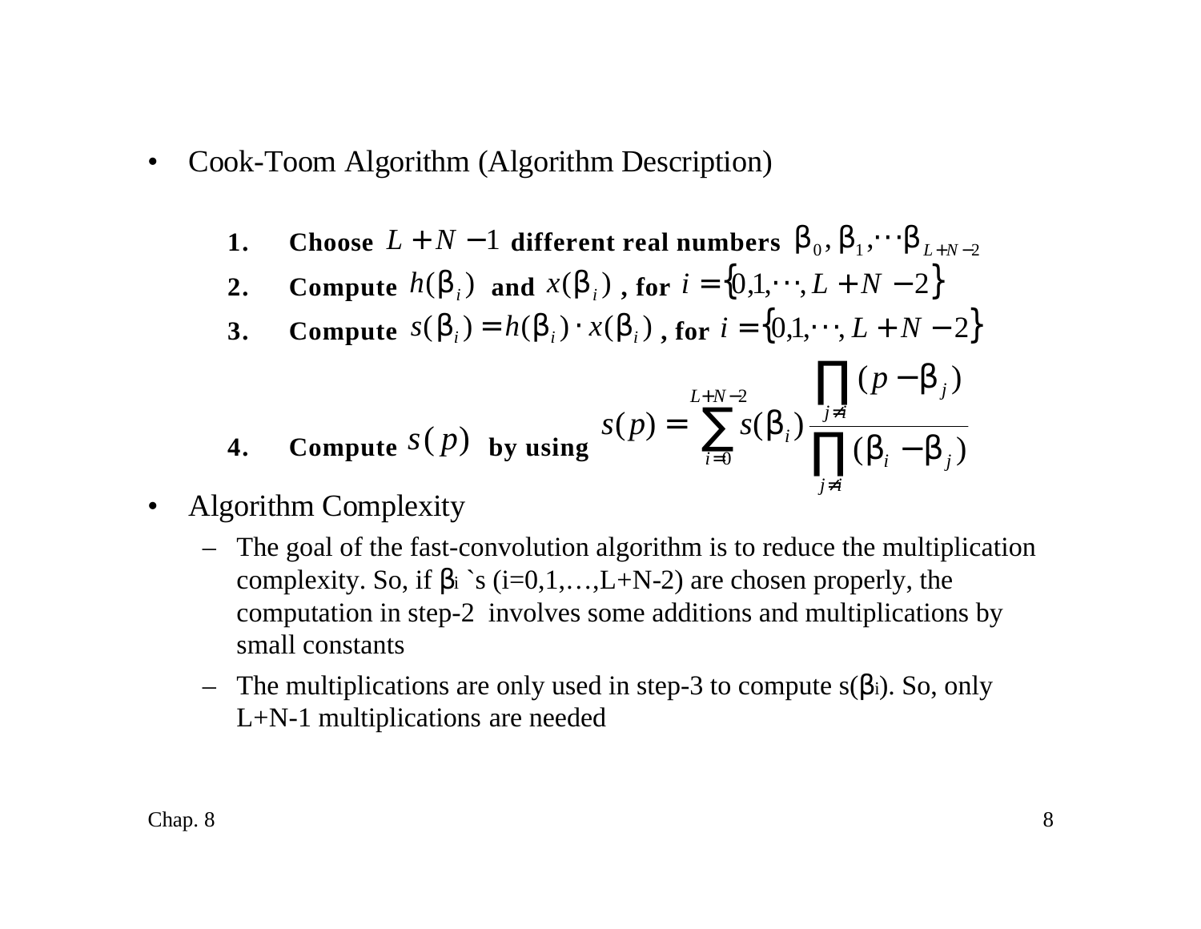- Cook-Toom Algorithm (Algorithm Description)

  1. **Choose** $L+N-1$ **different real numbers** $\beta_0, \beta_1, \cdots \beta_{L+N-2}$
  2. **Compute** $h(\beta_i)$ **and** $x(\beta_i)$ **, for** $i = \{0,1,\cdots,L+N-2\}$
  3. **Compute** $s(\beta_i) = h(\beta_i) \cdot x(\beta_i)$ **, for** $i = \{0,1,\cdots,L+N-2\}$
  4. **Compute** $s(p)$ **by using** $$s(p) = \sum_{i=0}^{L+N-2} s(\beta_i) \frac{\prod_{j \neq i}(p - \beta_j)}{\prod_{j \neq i}(\beta_i - \beta_j)}$$

- Algorithm Complexity
  - The goal of the fast-convolution algorithm is to reduce the multiplication complexity. So, if $\beta_i$ `s (i=0,1,…,L+N-2) are chosen properly, the computation in step-2 involves some additions and multiplications by small constants
  - The multiplications are only used in step-3 to compute $s(\beta_i)$. So, only L+N-1 multiplications are needed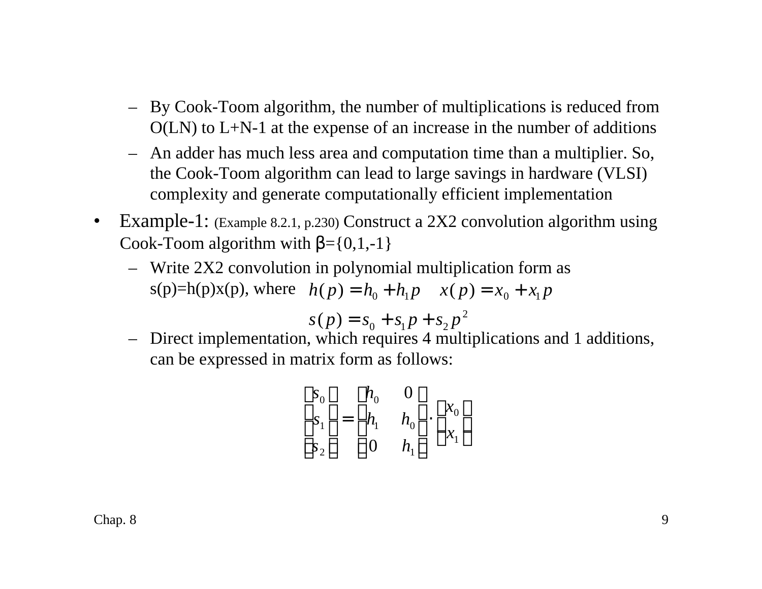- By Cook-Toom algorithm, the number of multiplications is reduced from O(LN) to L+N-1 at the expense of an increase in the number of additions
- An adder has much less area and computation time than a multiplier. So, the Cook-Toom algorithm can lead to large savings in hardware (VLSI) complexity and generate computationally efficient implementation

- Example-1: (Example 8.2.1, p.230) Construct a 2X2 convolution algorithm using Cook-Toom algorithm with β={0,1,-1}
  - Write 2X2 convolution in polynomial multiplication form as s(p)=h(p)x(p), where $h(p) = h_0 + h_1 p \quad x(p) = x_0 + x_1 p$

$$s(p) = s_0 + s_1 p + s_2 p^2$$

  - Direct implementation, which requires 4 multiplications and 1 additions, can be expressed in matrix form as follows:

$$\begin{bmatrix} s_0 \\ s_1 \\ s_2 \end{bmatrix} = \begin{bmatrix} h_0 & 0 \\ h_1 & h_0 \\ 0 & h_1 \end{bmatrix} \cdot \begin{bmatrix} x_0 \\ x_1 \end{bmatrix}$$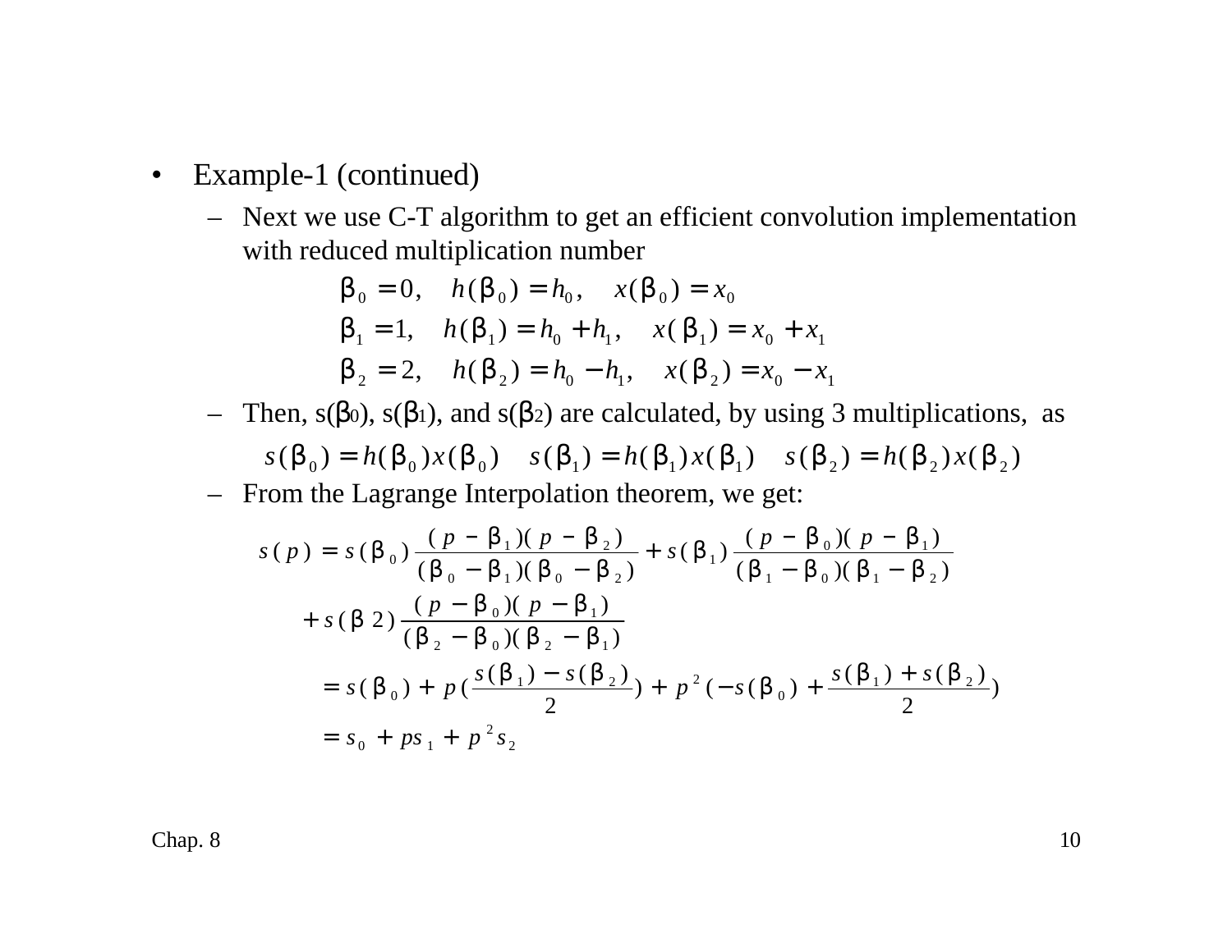- Example-1 (continued)
  - Next we use C-T algorithm to get an efficient convolution implementation with reduced multiplication number

$$\beta_0 = 0, \quad h(\beta_0) = h_0, \quad x(\beta_0) = x_0$$
$$\beta_1 = 1, \quad h(\beta_1) = h_0 + h_1, \quad x(\beta_1) = x_0 + x_1$$
$$\beta_2 = 2, \quad h(\beta_2) = h_0 - h_1, \quad x(\beta_2) = x_0 - x_1$$

  - Then, $s(\beta_0)$, $s(\beta_1)$, and $s(\beta_2)$ are calculated, by using 3 multiplications, as

$$s(\beta_0) = h(\beta_0)x(\beta_0) \quad s(\beta_1) = h(\beta_1)x(\beta_1) \quad s(\beta_2) = h(\beta_2)x(\beta_2)$$

  - From the Lagrange Interpolation theorem, we get:

$$\begin{aligned}
s(p) &= s(\beta_0)\frac{(p-\beta_1)(p-\beta_2)}{(\beta_0-\beta_1)(\beta_0-\beta_2)} + s(\beta_1)\frac{(p-\beta_0)(p-\beta_1)}{(\beta_1-\beta_0)(\beta_1-\beta_2)} \\
&\quad + s(\beta 2)\frac{(p-\beta_0)(p-\beta_1)}{(\beta_2-\beta_0)(\beta_2-\beta_1)} \\
&= s(\beta_0) + p\left(\frac{s(\beta_1)-s(\beta_2)}{2}\right) + p^2\left(-s(\beta_0) + \frac{s(\beta_1)+s(\beta_2)}{2}\right) \\
&= s_0 + ps_1 + p^2 s_2
\end{aligned}$$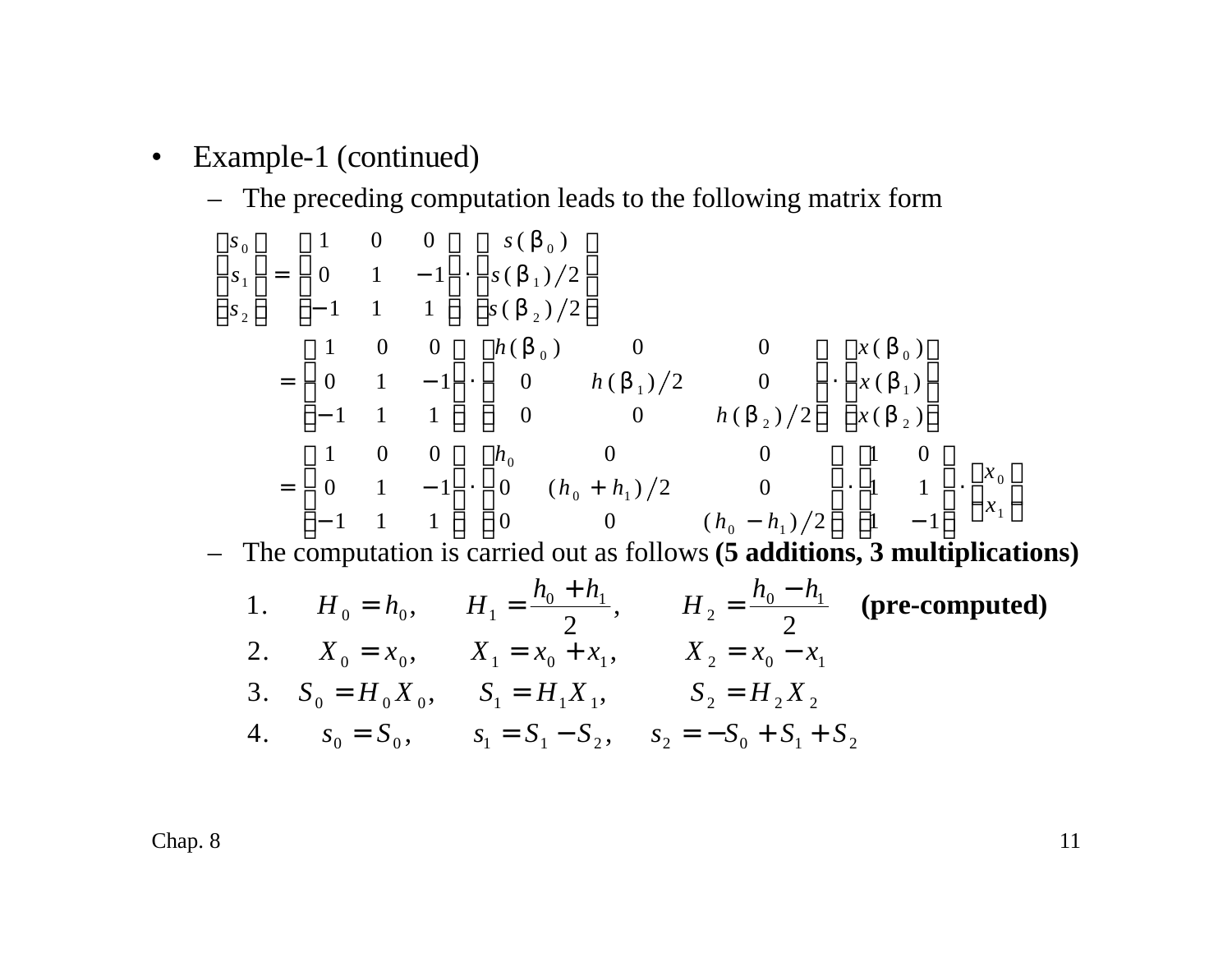- Example-1 (continued)
  - The preceding computation leads to the following matrix form

$$
\begin{bmatrix} s_0 \\ s_1 \\ s_2 \end{bmatrix} = \begin{bmatrix} 1 & 0 & 0 \\ 0 & 1 & -1 \\ -1 & 1 & 1 \end{bmatrix} \cdot \begin{bmatrix} s(\beta_0) \\ s(\beta_1)/2 \\ s(\beta_2)/2 \end{bmatrix}
$$

$$
= \begin{bmatrix} 1 & 0 & 0 \\ 0 & 1 & -1 \\ -1 & 1 & 1 \end{bmatrix} \cdot \begin{bmatrix} h(\beta_0) & 0 & 0 \\ 0 & h(\beta_1)/2 & 0 \\ 0 & 0 & h(\beta_2)/2 \end{bmatrix} \cdot \begin{bmatrix} x(\beta_0) \\ x(\beta_1) \\ x(\beta_2) \end{bmatrix}
$$

$$
= \begin{bmatrix} 1 & 0 & 0 \\ 0 & 1 & -1 \\ -1 & 1 & 1 \end{bmatrix} \cdot \begin{bmatrix} h_0 & 0 & 0 \\ 0 & (h_0 + h_1)/2 & 0 \\ 0 & 0 & (h_0 - h_1)/2 \end{bmatrix} \cdot \begin{bmatrix} 1 & 0 \\ 1 & 1 \\ 1 & -1 \end{bmatrix} \cdot \begin{bmatrix} x_0 \\ x_1 \end{bmatrix}
$$

  - The computation is carried out as follows **(5 additions, 3 multiplications)**

1. $H_0 = h_0, \quad H_1 = \dfrac{h_0 + h_1}{2}, \quad H_2 = \dfrac{h_0 - h_1}{2}$ **(pre-computed)**
2. $X_0 = x_0, \quad X_1 = x_0 + x_1, \quad X_2 = x_0 - x_1$
3. $S_0 = H_0 X_0, \quad S_1 = H_1 X_1, \quad S_2 = H_2 X_2$
4. $s_0 = S_0, \quad s_1 = S_1 - S_2, \quad s_2 = -S_0 + S_1 + S_2$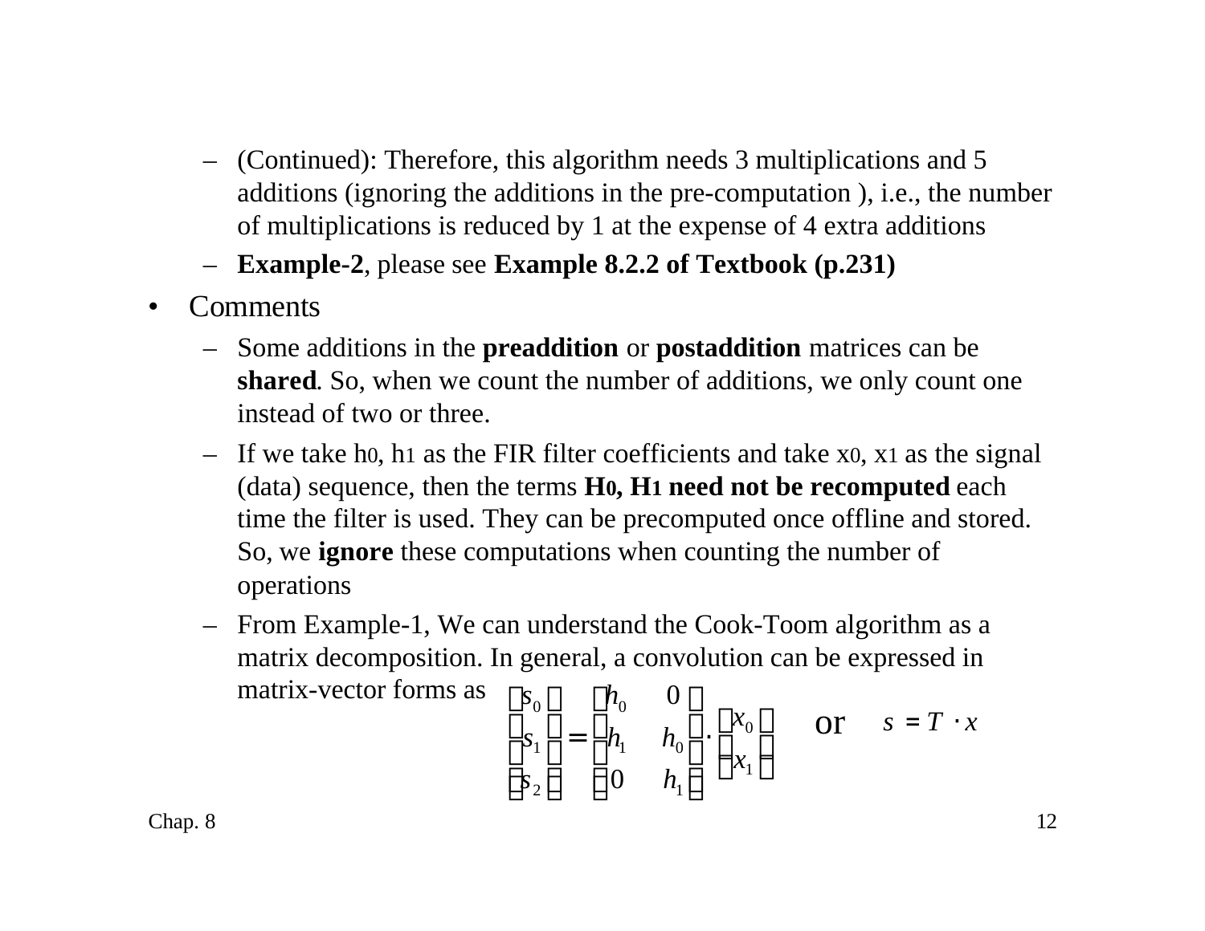- (Continued): Therefore, this algorithm needs 3 multiplications and 5 additions (ignoring the additions in the pre-computation ), i.e., the number of multiplications is reduced by 1 at the expense of 4 extra additions
- **Example-2**, please see **Example 8.2.2 of Textbook (p.231)**

- Comments
  - Some additions in the **preaddition** or **postaddition** matrices can be **shared**. So, when we count the number of additions, we only count one instead of two or three.
  - If we take $h_0$, $h_1$ as the FIR filter coefficients and take $x_0$, $x_1$ as the signal (data) sequence, then the terms **$H_0$, $H_1$ need not be recomputed** each time the filter is used. They can be precomputed once offline and stored. So, we **ignore** these computations when counting the number of operations
  - From Example-1, We can understand the Cook-Toom algorithm as a matrix decomposition. In general, a convolution can be expressed in matrix-vector forms as

$$\begin{bmatrix} s_0 \\ s_1 \\ s_2 \end{bmatrix} = \begin{bmatrix} h_0 & 0 \\ h_1 & h_0 \\ 0 & h_1 \end{bmatrix} \cdot \begin{bmatrix} x_0 \\ x_1 \end{bmatrix} \quad \text{or} \quad s = T \cdot x$$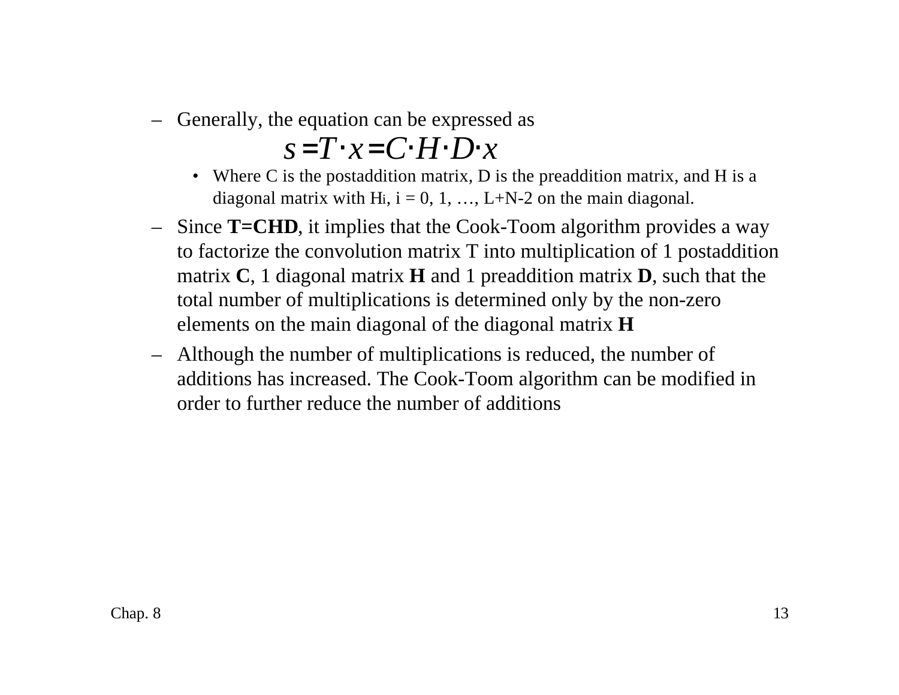- Generally, the equation can be expressed as

$$s = T \cdot x = C \cdot H \cdot D \cdot x$$

  - Where C is the postaddition matrix, D is the preaddition matrix, and H is a diagonal matrix with $H_i$, $i = 0, 1, \ldots, L+N-2$ on the main diagonal.
- Since **T=CHD**, it implies that the Cook-Toom algorithm provides a way to factorize the convolution matrix T into multiplication of 1 postaddition matrix **C**, 1 diagonal matrix **H** and 1 preaddition matrix **D**, such that the total number of multiplications is determined only by the non-zero elements on the main diagonal of the diagonal matrix **H**
- Although the number of multiplications is reduced, the number of additions has increased. The Cook-Toom algorithm can be modified in order to further reduce the number of additions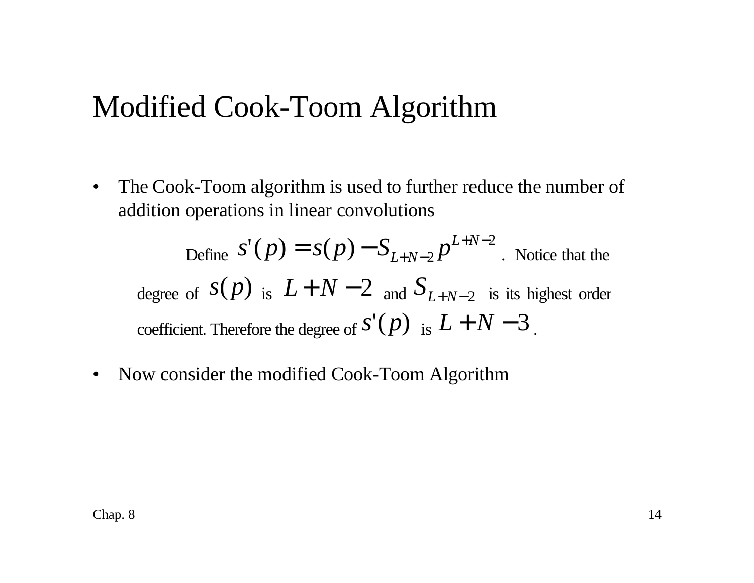# Modified Cook-Toom Algorithm

- The Cook-Toom algorithm is used to further reduce the number of addition operations in linear convolutions

  Define $s'(p) = s(p) - S_{L+N-2}\, p^{L+N-2}$. Notice that the degree of $s(p)$ is $L+N-2$ and $S_{L+N-2}$ is its highest order coefficient. Therefore the degree of $s'(p)$ is $L+N-3$.

- Now consider the modified Cook-Toom Algorithm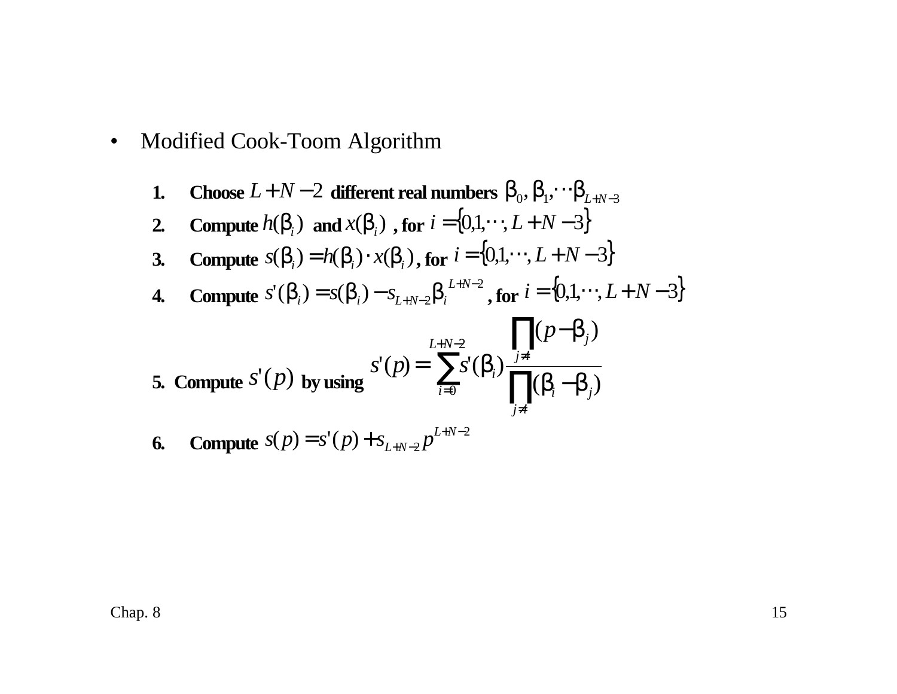- Modified Cook-Toom Algorithm

1. **Choose** $L+N-2$ **different real numbers** $\beta_0, \beta_1, \cdots \beta_{L+N-3}$
2. **Compute** $h(\beta_i)$ **and** $x(\beta_i)$ **, for** $i = \{0,1,\cdots, L+N-3\}$
3. **Compute** $s(\beta_i) = h(\beta_i) \cdot x(\beta_i)$ **, for** $i = \{0,1,\cdots, L+N-3\}$
4. **Compute** $s'(\beta_i) = s(\beta_i) - s_{L+N-2}\beta_i^{L+N-2}$ **, for** $i = \{0,1,\cdots, L+N-3\}$
5. **Compute** $s'(p)$ **by using** $$s'(p) = \sum_{i=0}^{L+N-2} s'(\beta_i) \frac{\prod_{j \neq i} (p - \beta_j)}{\prod_{j \neq i} (\beta_i - \beta_j)}$$
6. **Compute** $s(p) = s'(p) + s_{L+N-2}\, p^{L+N-2}$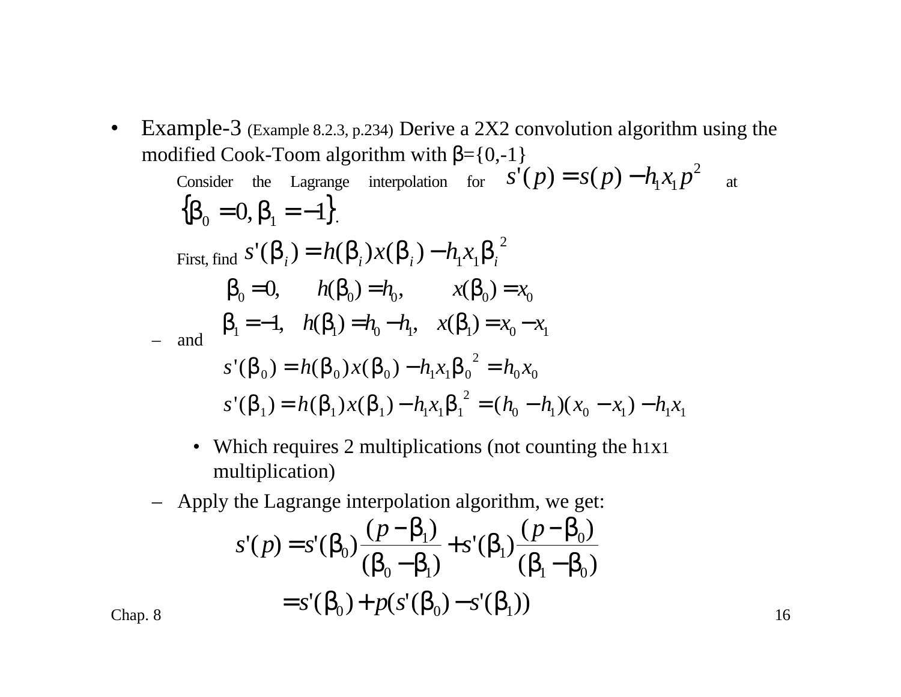- Example-3 (Example 8.2.3, p.234) Derive a 2X2 convolution algorithm using the modified Cook-Toom algorithm with β={0,-1}

  Consider the Lagrange interpolation for $s'(p) = s(p) - h_1 x_1 p^2$ at $\{\beta_0 = 0, \beta_1 = -1\}$.

  First, find $s'(\beta_i) = h(\beta_i) x(\beta_i) - h_1 x_1 \beta_i^{\,2}$

  - and

$$\beta_0 = 0, \quad h(\beta_0) = h_0, \quad x(\beta_0) = x_0$$

$$\beta_1 = -1, \quad h(\beta_1) = h_0 - h_1, \quad x(\beta_1) = x_0 - x_1$$

$$s'(\beta_0) = h(\beta_0) x(\beta_0) - h_1 x_1 \beta_0^{\,2} = h_0 x_0$$

$$s'(\beta_1) = h(\beta_1) x(\beta_1) - h_1 x_1 \beta_1^{\,2} = (h_0 - h_1)(x_0 - x_1) - h_1 x_1$$

    - Which requires 2 multiplications (not counting the $h_1 x_1$ multiplication)

  - Apply the Lagrange interpolation algorithm, we get:

$$s'(p) = s'(\beta_0) \frac{(p - \beta_1)}{(\beta_0 - \beta_1)} + s'(\beta_1) \frac{(p - \beta_0)}{(\beta_1 - \beta_0)}$$

$$= s'(\beta_0) + p(s'(\beta_0) - s'(\beta_1))$$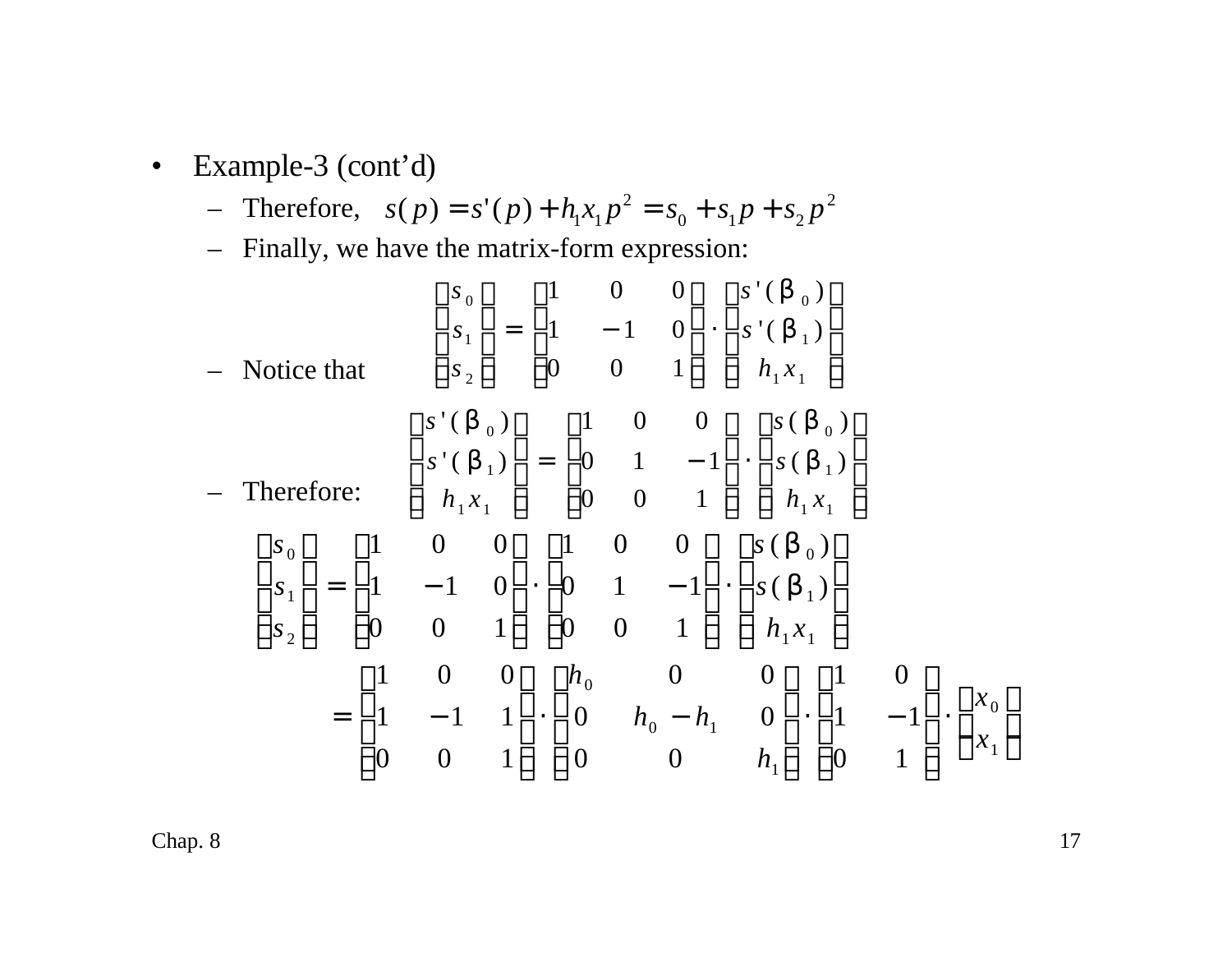- Example-3 (cont'd)
  - Therefore, $s(p) = s'(p) + h_1 x_1 p^2 = s_0 + s_1 p + s_2 p^2$
  - Finally, we have the matrix-form expression:

$$
\begin{bmatrix} s_0 \\ s_1 \\ s_2 \end{bmatrix} = \begin{bmatrix} 1 & 0 & 0 \\ 1 & -1 & 0 \\ 0 & 0 & 1 \end{bmatrix} \cdot \begin{bmatrix} s'(\beta_0) \\ s'(\beta_1) \\ h_1 x_1 \end{bmatrix}
$$

  - Notice that

$$
\begin{bmatrix} s'(\beta_0) \\ s'(\beta_1) \\ h_1 x_1 \end{bmatrix} = \begin{bmatrix} 1 & 0 & 0 \\ 0 & 1 & -1 \\ 0 & 0 & 1 \end{bmatrix} \cdot \begin{bmatrix} s(\beta_0) \\ s(\beta_1) \\ h_1 x_1 \end{bmatrix}
$$

  - Therefore:

$$
\begin{bmatrix} s_0 \\ s_1 \\ s_2 \end{bmatrix} = \begin{bmatrix} 1 & 0 & 0 \\ 1 & -1 & 0 \\ 0 & 0 & 1 \end{bmatrix} \cdot \begin{bmatrix} 1 & 0 & 0 \\ 0 & 1 & -1 \\ 0 & 0 & 1 \end{bmatrix} \cdot \begin{bmatrix} s(\beta_0) \\ s(\beta_1) \\ h_1 x_1 \end{bmatrix}
$$

$$
= \begin{bmatrix} 1 & 0 & 0 \\ 1 & -1 & 1 \\ 0 & 0 & 1 \end{bmatrix} \cdot \begin{bmatrix} h_0 & 0 & 0 \\ 0 & h_0 - h_1 & 0 \\ 0 & 0 & h_1 \end{bmatrix} \cdot \begin{bmatrix} 1 & 0 \\ 1 & -1 \\ 0 & 1 \end{bmatrix} \cdot \begin{bmatrix} x_0 \\ x_1 \end{bmatrix}
$$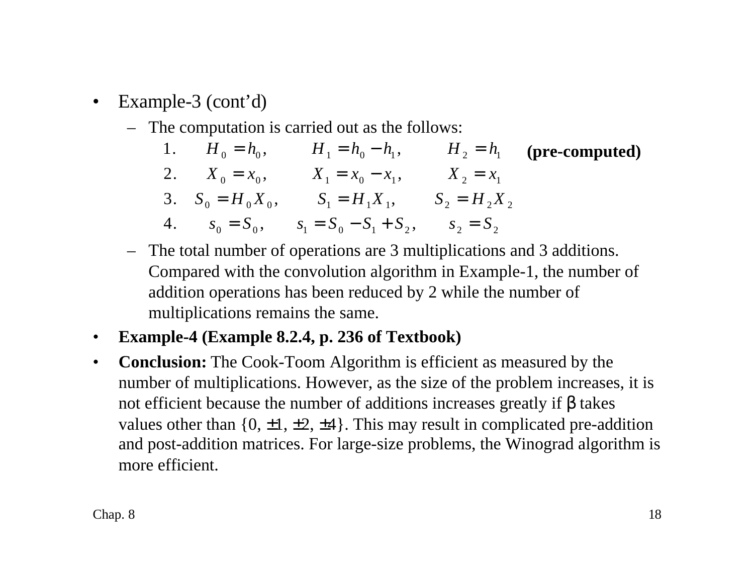- Example-3 (cont'd)
  - The computation is carried out as the follows:

    1. $H_0 = h_0, \quad H_1 = h_0 - h_1, \quad H_2 = h_1$ **(pre-computed)**
    2. $X_0 = x_0, \quad X_1 = x_0 - x_1, \quad X_2 = x_1$
    3. $S_0 = H_0 X_0, \quad S_1 = H_1 X_1, \quad S_2 = H_2 X_2$
    4. $s_0 = S_0, \quad s_1 = S_0 - S_1 + S_2, \quad s_2 = S_2$

  - The total number of operations are 3 multiplications and 3 additions. Compared with the convolution algorithm in Example-1, the number of addition operations has been reduced by 2 while the number of multiplications remains the same.

- **Example-4 (Example 8.2.4, p. 236 of Textbook)**

- **Conclusion:** The Cook-Toom Algorithm is efficient as measured by the number of multiplications. However, as the size of the problem increases, it is not efficient because the number of additions increases greatly if $\beta$ takes values other than $\{0, \pm 1, \pm 2, \pm 4\}$. This may result in complicated pre-addition and post-addition matrices. For large-size problems, the Winograd algorithm is more efficient.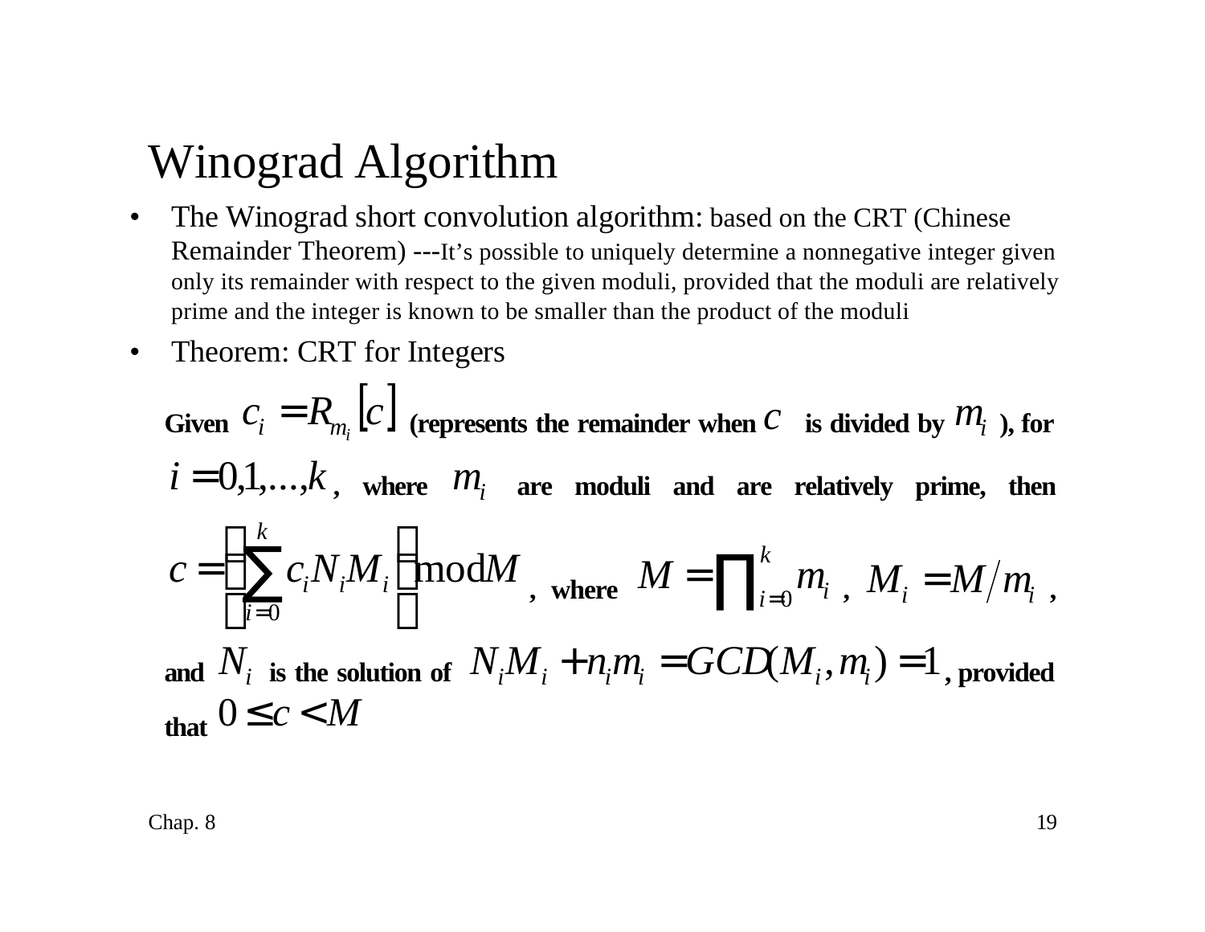# Winograd Algorithm

- The Winograd short convolution algorithm: based on the CRT (Chinese Remainder Theorem) ---It's possible to uniquely determine a nonnegative integer given only its remainder with respect to the given moduli, provided that the moduli are relatively prime and the integer is known to be smaller than the product of the moduli
- Theorem: CRT for Integers

**Given** $c_i = R_{m_i}[c]$ **(represents the remainder when** $c$ **is divided by** $m_i$ **), for** $i = 0,1,...,k$, **where** $m_i$ **are moduli and are relatively prime, then**

$$c = \left( \sum_{i=0}^{k} c_i N_i M_i \right) \bmod M$$

**, where** $M = \prod_{i=0}^{k} m_i$, $M_i = M/m_i$, **and** $N_i$ **is the solution of** $N_i M_i + n_i m_i = GCD(M_i, m_i) = 1$**, provided that** $0 \le c < M$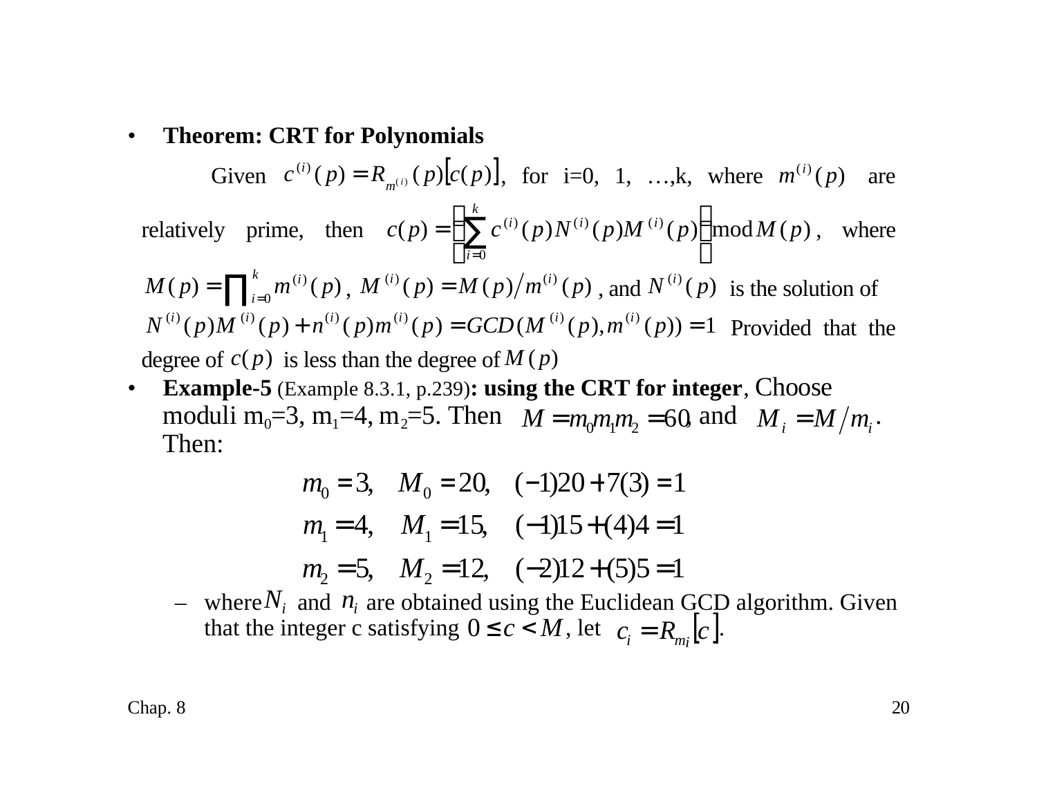- **Theorem: CRT for Polynomials**

  Given $c^{(i)}(p) = R_{m^{(i)}}(p)\left[c(p)\right]$, for i=0, 1, …,k, where $m^{(i)}(p)$ are relatively prime, then $c(p) = \left[\sum_{i=0}^{k} c^{(i)}(p)N^{(i)}(p)M^{(i)}(p)\right] \bmod M(p)$, where $M(p) = \prod_{i=0}^{k} m^{(i)}(p)$, $M^{(i)}(p) = M(p)/m^{(i)}(p)$, and $N^{(i)}(p)$ is the solution of $N^{(i)}(p)M^{(i)}(p) + n^{(i)}(p)m^{(i)}(p) = GCD(M^{(i)}(p), m^{(i)}(p)) = 1$ Provided that the degree of $c(p)$ is less than the degree of $M(p)$

- **Example-5** (Example 8.3.1, p.239)**: using the CRT for integer**, Choose moduli $m_0$=3, $m_1$=4, $m_2$=5. Then $M = m_0 m_1 m_2 = 60$, and $M_i = M/m_i$. Then:

$$m_0 = 3, \quad M_0 = 20, \quad (-1)20 + 7(3) = 1$$

$$m_1 = 4, \quad M_1 = 15, \quad (-1)15 + (4)4 = 1$$

$$m_2 = 5, \quad M_2 = 12, \quad (-2)12 + (5)5 = 1$$

  – where $N_i$ and $n_i$ are obtained using the Euclidean GCD algorithm. Given that the integer c satisfying $0 \le c < M$, let $c_i = R_{m_i}\left[c\right]$.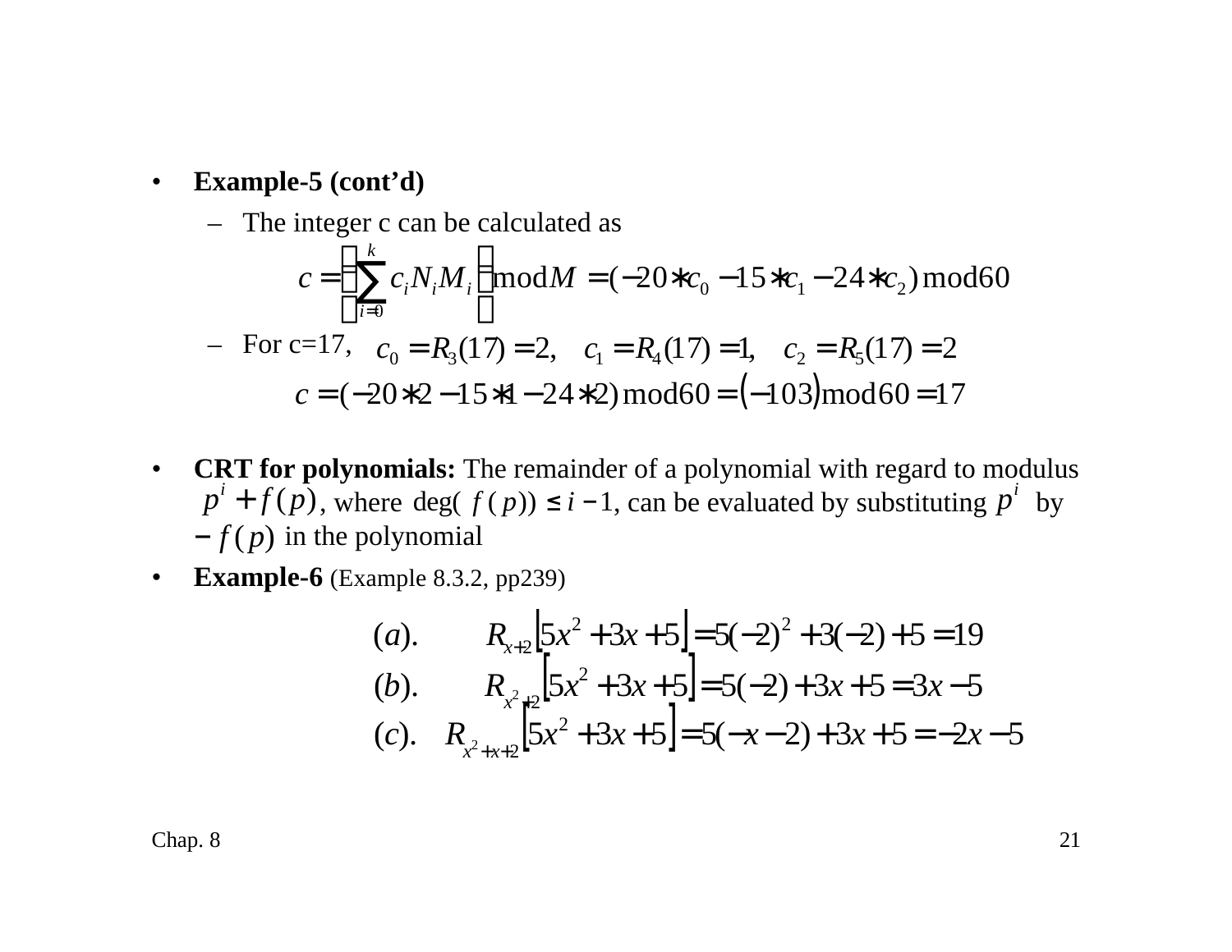- **Example-5 (cont'd)**
  - The integer c can be calculated as

$$c = \left( \sum_{i=0}^{k} c_i N_i M_i \right) \bmod M = (-20 * c_0 - 15 * c_1 - 24 * c_2) \bmod 60$$

  - For c=17, $c_0 = R_3(17) = 2, \quad c_1 = R_4(17) = 1, \quad c_2 = R_5(17) = 2$

$$c = (-20 * 2 - 15 * 1 - 24 * 2) \bmod 60 = (-103) \bmod 60 = 17$$

- **CRT for polynomials:** The remainder of a polynomial with regard to modulus $p^i + f(p)$, where $\deg(f(p)) \le i - 1$, can be evaluated by substituting $p^i$ by $-f(p)$ in the polynomial
- **Example-6** (Example 8.3.2, pp239)

$$
\begin{aligned}
(a). \quad & R_{x+2}\left[5x^2 + 3x + 5\right] = 5(-2)^2 + 3(-2) + 5 = 19 \\
(b). \quad & R_{x^2+2}\left[5x^2 + 3x + 5\right] = 5(-2) + 3x + 5 = 3x - 5 \\
(c). \quad & R_{x^2+x+2}\left[5x^2 + 3x + 5\right] = 5(-x - 2) + 3x + 5 = -2x - 5
\end{aligned}
$$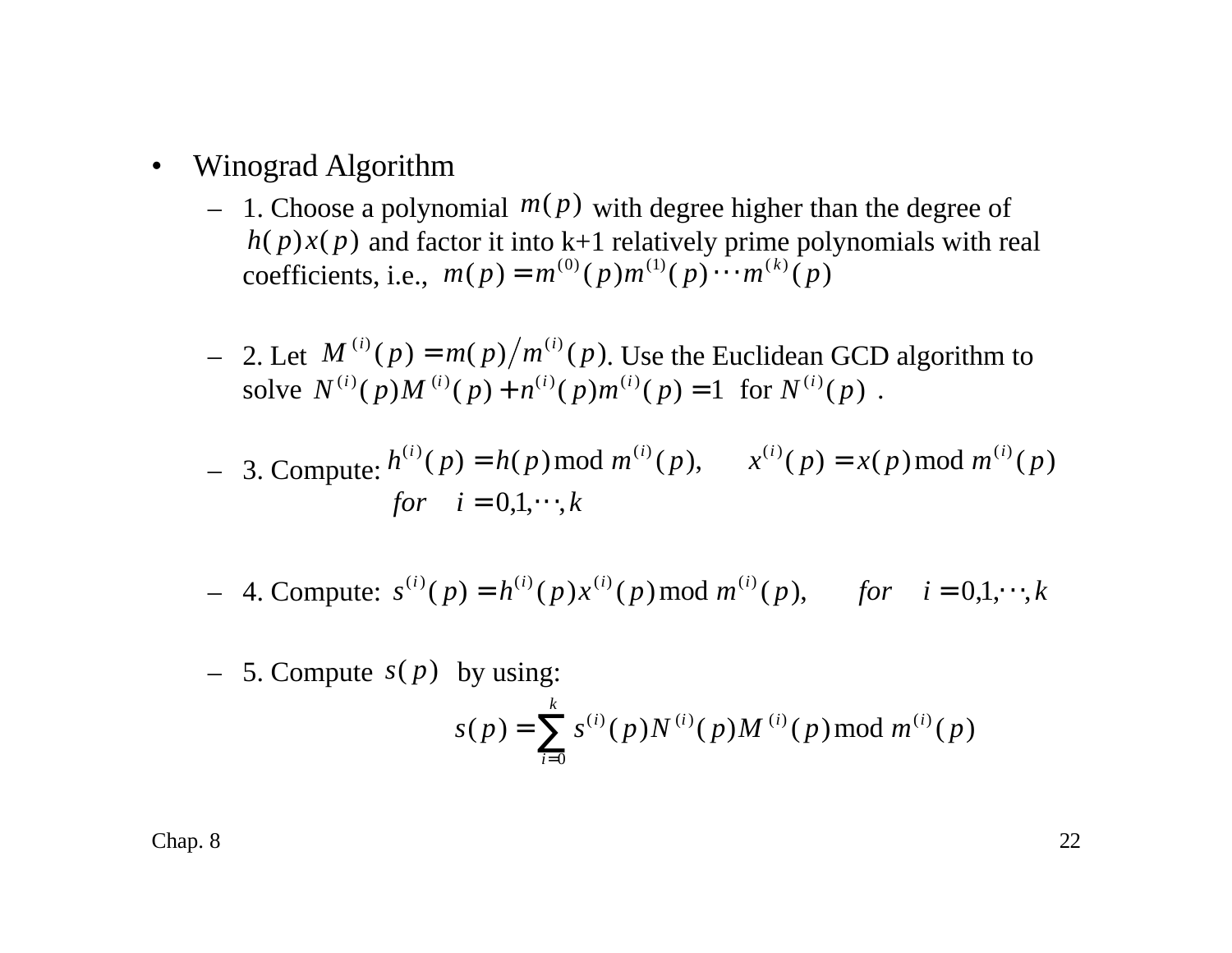- Winograd Algorithm
  - 1. Choose a polynomial $m(p)$ with degree higher than the degree of $h(p)x(p)$ and factor it into k+1 relatively prime polynomials with real coefficients, i.e., $m(p) = m^{(0)}(p)m^{(1)}(p)\cdots m^{(k)}(p)$
  - 2. Let $M^{(i)}(p) = m(p)/m^{(i)}(p)$. Use the Euclidean GCD algorithm to solve $N^{(i)}(p)M^{(i)}(p) + n^{(i)}(p)m^{(i)}(p) = 1$ for $N^{(i)}(p)$ .
  - 3. Compute: $h^{(i)}(p) = h(p) \bmod m^{(i)}(p), \qquad x^{(i)}(p) = x(p) \bmod m^{(i)}(p)$
    $$for \quad i = 0,1,\cdots,k$$
  - 4. Compute: $s^{(i)}(p) = h^{(i)}(p)x^{(i)}(p) \bmod m^{(i)}(p), \qquad for \quad i = 0,1,\cdots,k$
  - 5. Compute $s(p)$ by using:
    $$s(p) = \sum_{i=0}^{k} s^{(i)}(p)N^{(i)}(p)M^{(i)}(p) \bmod m^{(i)}(p)$$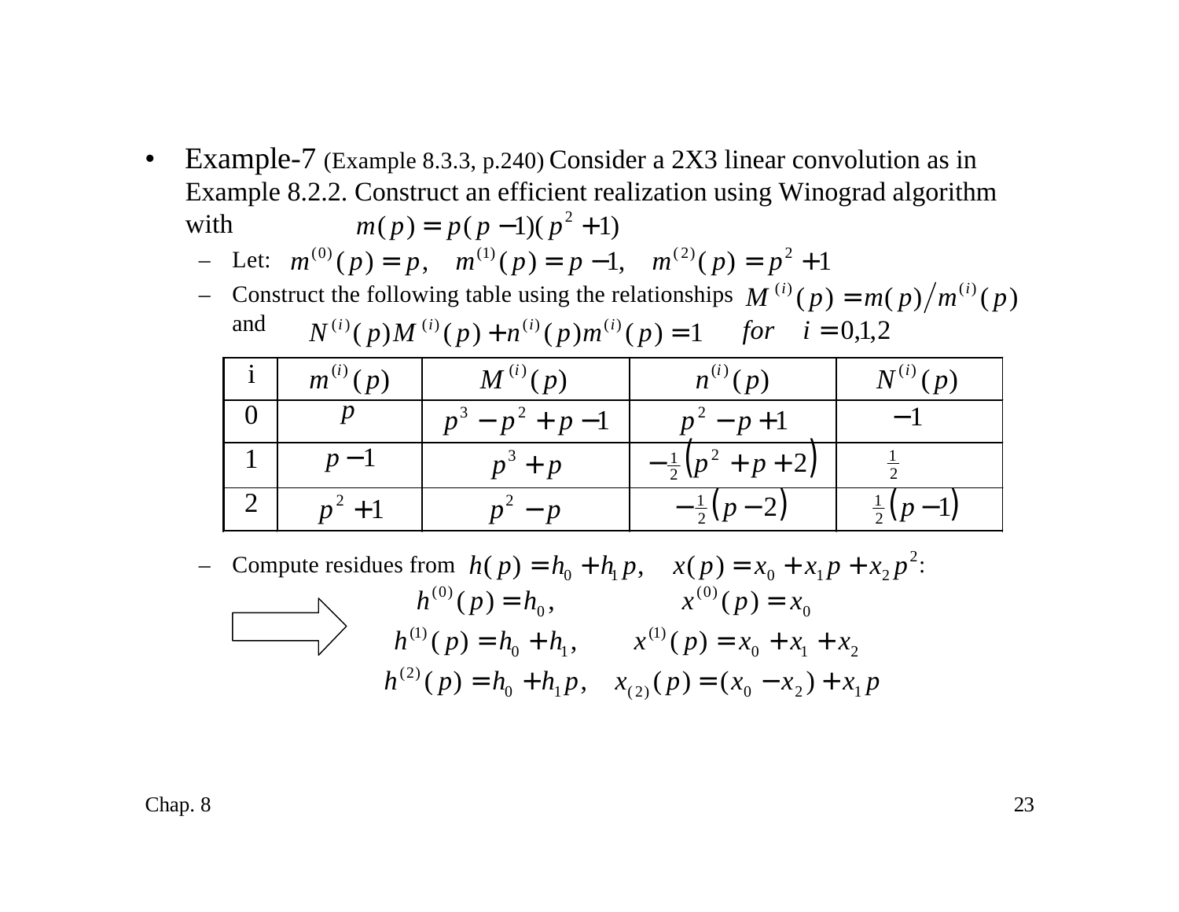- Example-7 (Example 8.3.3, p.240) Consider a 2X3 linear convolution as in Example 8.2.2. Construct an efficient realization using Winograd algorithm with $m(p) = p(p-1)(p^2+1)$
  - Let: $m^{(0)}(p) = p, \quad m^{(1)}(p) = p-1, \quad m^{(2)}(p) = p^2+1$
  - Construct the following table using the relationships $M^{(i)}(p) = m(p)/m^{(i)}(p)$ and $N^{(i)}(p)M^{(i)}(p) + n^{(i)}(p)m^{(i)}(p) = 1 \quad for \quad i = 0,1,2$

| i | $m^{(i)}(p)$ | $M^{(i)}(p)$ | $n^{(i)}(p)$ | $N^{(i)}(p)$ |
|---|---|---|---|---|
| 0 | $p$ | $p^3 - p^2 + p - 1$ | $p^2 - p + 1$ | $-1$ |
| 1 | $p-1$ | $p^3 + p$ | $-\frac{1}{2}(p^2 + p + 2)$ | $\frac{1}{2}$ |
| 2 | $p^2+1$ | $p^2 - p$ | $-\frac{1}{2}(p-2)$ | $\frac{1}{2}(p-1)$ |

  - Compute residues from $h(p) = h_0 + h_1 p, \quad x(p) = x_0 + x_1 p + x_2 p^2$:

$$h^{(0)}(p) = h_0, \qquad x^{(0)}(p) = x_0$$

$$h^{(1)}(p) = h_0 + h_1, \qquad x^{(1)}(p) = x_0 + x_1 + x_2$$

$$h^{(2)}(p) = h_0 + h_1 p, \quad x_{(2)}(p) = (x_0 - x_2) + x_1 p$$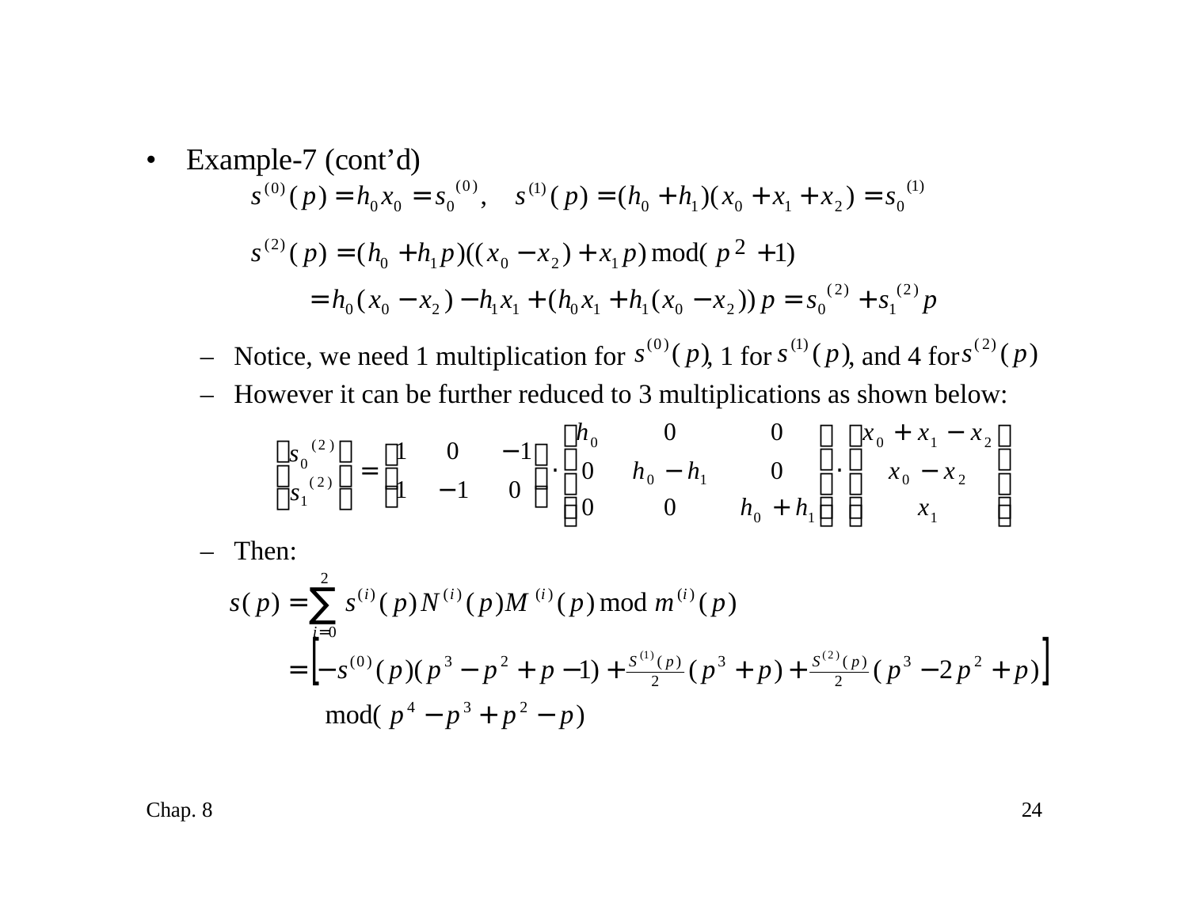- Example-7 (cont'd)

$$s^{(0)}(p) = h_0 x_0 = s_0^{(0)}, \quad s^{(1)}(p) = (h_0 + h_1)(x_0 + x_1 + x_2) = s_0^{(1)}$$

$$s^{(2)}(p) = (h_0 + h_1 p)((x_0 - x_2) + x_1 p) \bmod (p^2 + 1)$$

$$= h_0(x_0 - x_2) - h_1 x_1 + (h_0 x_1 + h_1(x_0 - x_2))\,p = s_0^{(2)} + s_1^{(2)} p$$

  - Notice, we need 1 multiplication for $s^{(0)}(p)$, 1 for $s^{(1)}(p)$, and 4 for $s^{(2)}(p)$
  - However it can be further reduced to 3 multiplications as shown below:

$$\begin{bmatrix} s_0^{(2)} \\ s_1^{(2)} \end{bmatrix} = \begin{bmatrix} 1 & 0 & -1 \\ 1 & -1 & 0 \end{bmatrix} \cdot \begin{bmatrix} h_0 & 0 & 0 \\ 0 & h_0 - h_1 & 0 \\ 0 & 0 & h_0 + h_1 \end{bmatrix} \cdot \begin{bmatrix} x_0 + x_1 - x_2 \\ x_0 - x_2 \\ x_1 \end{bmatrix}$$

  - Then:

$$s(p) = \sum_{i=0}^{2} s^{(i)}(p) N^{(i)}(p) M^{(i)}(p) \bmod m^{(i)}(p)$$

$$= \left[ -s^{(0)}(p)(p^3 - p^2 + p - 1) + \tfrac{S^{(1)}(p)}{2}(p^3 + p) + \tfrac{S^{(2)}(p)}{2}(p^3 - 2p^2 + p) \right]$$

$$\bmod (p^4 - p^3 + p^2 - p)$$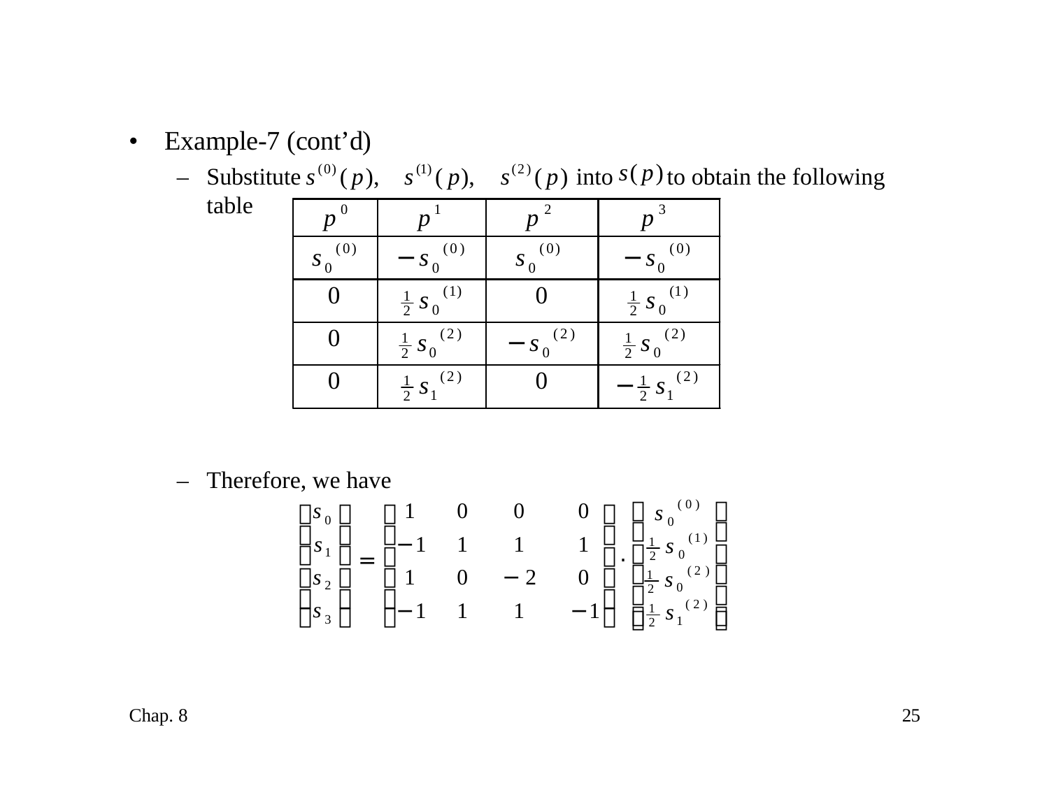- Example-7 (cont'd)
  - Substitute $s^{(0)}(p), \quad s^{(1)}(p), \quad s^{(2)}(p)$ into $s(p)$ to obtain the following table

| $p^0$ | $p^1$ | $p^2$ | $p^3$ |
|---|---|---|---|
| $s_0^{(0)}$ | $-s_0^{(0)}$ | $s_0^{(0)}$ | $-s_0^{(0)}$ |
| $0$ | $\frac{1}{2}s_0^{(1)}$ | $0$ | $\frac{1}{2}s_0^{(1)}$ |
| $0$ | $\frac{1}{2}s_0^{(2)}$ | $-s_0^{(2)}$ | $\frac{1}{2}s_0^{(2)}$ |
| $0$ | $\frac{1}{2}s_1^{(2)}$ | $0$ | $-\frac{1}{2}s_1^{(2)}$ |

  - Therefore, we have

$$
\begin{bmatrix} s_0 \\ s_1 \\ s_2 \\ s_3 \end{bmatrix} = \begin{bmatrix} 1 & 0 & 0 & 0 \\ -1 & 1 & 1 & 1 \\ 1 & 0 & -2 & 0 \\ -1 & 1 & 1 & -1 \end{bmatrix} \cdot \begin{bmatrix} s_0^{(0)} \\ \frac{1}{2}s_0^{(1)} \\ \frac{1}{2}s_0^{(2)} \\ \frac{1}{2}s_1^{(2)} \end{bmatrix}
$$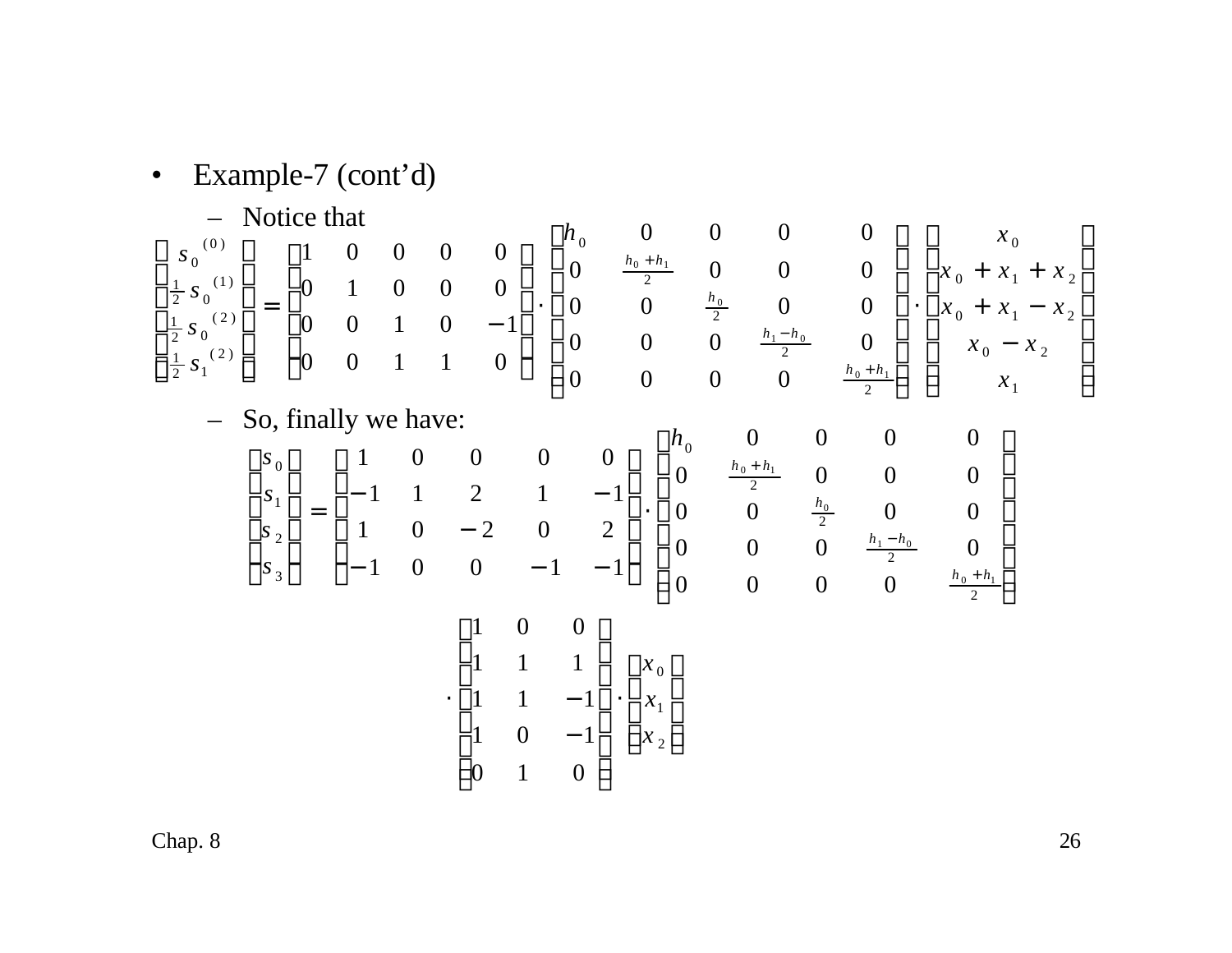- Example-7 (cont'd)
  - Notice that

$$
\begin{bmatrix} s_0^{(0)} \\ \frac{1}{2} s_0^{(1)} \\ \frac{1}{2} s_0^{(2)} \\ \frac{1}{2} s_1^{(2)} \end{bmatrix} = \begin{bmatrix} 1 & 0 & 0 & 0 & 0 \\ 0 & 1 & 0 & 0 & 0 \\ 0 & 0 & 1 & 0 & -1 \\ 0 & 0 & 1 & 1 & 0 \end{bmatrix} \cdot \begin{bmatrix} h_0 & 0 & 0 & 0 & 0 \\ 0 & \frac{h_0+h_1}{2} & 0 & 0 & 0 \\ 0 & 0 & \frac{h_0}{2} & 0 & 0 \\ 0 & 0 & 0 & \frac{h_1-h_0}{2} & 0 \\ 0 & 0 & 0 & 0 & \frac{h_0+h_1}{2} \end{bmatrix} \cdot \begin{bmatrix} x_0 \\ x_0 + x_1 + x_2 \\ x_0 + x_1 - x_2 \\ x_0 - x_2 \\ x_1 \end{bmatrix}
$$

  - So, finally we have:

$$
\begin{bmatrix} s_0 \\ s_1 \\ s_2 \\ s_3 \end{bmatrix} = \begin{bmatrix} 1 & 0 & 0 & 0 & 0 \\ -1 & 1 & 2 & 1 & -1 \\ 1 & 0 & -2 & 0 & 2 \\ -1 & 0 & 0 & -1 & -1 \end{bmatrix} \cdot \begin{bmatrix} h_0 & 0 & 0 & 0 & 0 \\ 0 & \frac{h_0+h_1}{2} & 0 & 0 & 0 \\ 0 & 0 & \frac{h_0}{2} & 0 & 0 \\ 0 & 0 & 0 & \frac{h_1-h_0}{2} & 0 \\ 0 & 0 & 0 & 0 & \frac{h_0+h_1}{2} \end{bmatrix}
$$

$$
\cdot \begin{bmatrix} 1 & 0 & 0 \\ 1 & 1 & 1 \\ 1 & 1 & -1 \\ 1 & 0 & -1 \\ 0 & 1 & 0 \end{bmatrix} \cdot \begin{bmatrix} x_0 \\ x_1 \\ x_2 \end{bmatrix}
$$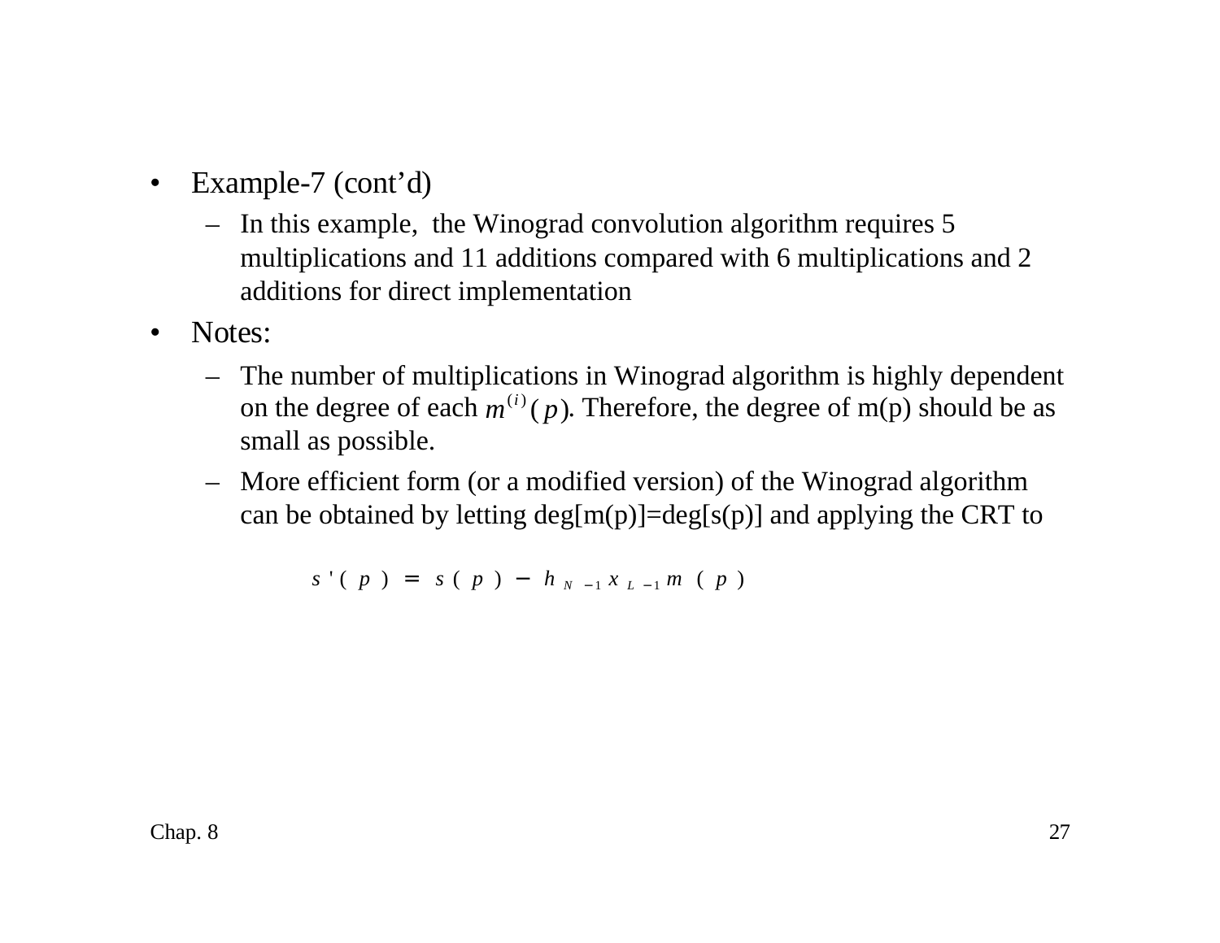- Example-7 (cont'd)
  - In this example, the Winograd convolution algorithm requires 5 multiplications and 11 additions compared with 6 multiplications and 2 additions for direct implementation
- Notes:
  - The number of multiplications in Winograd algorithm is highly dependent on the degree of each $m^{(i)}(p)$. Therefore, the degree of m(p) should be as small as possible.
  - More efficient form (or a modified version) of the Winograd algorithm can be obtained by letting deg[m(p)]=deg[s(p)] and applying the CRT to

$$s'(p) = s(p) - h_{N-1} x_{L-1} m(p)$$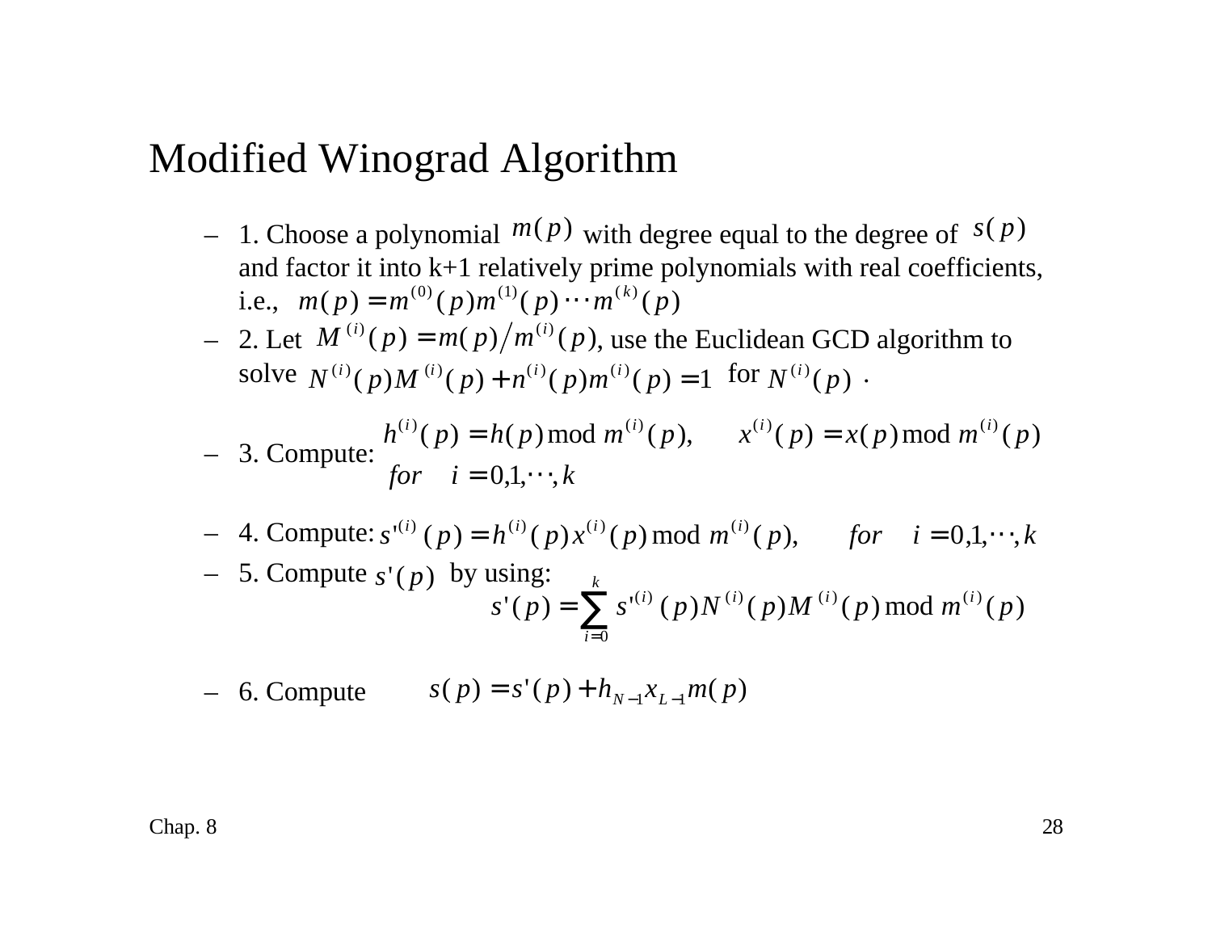# Modified Winograd Algorithm

- 1. Choose a polynomial $m(p)$ with degree equal to the degree of $s(p)$ and factor it into k+1 relatively prime polynomials with real coefficients, i.e., $m(p) = m^{(0)}(p)m^{(1)}(p)\cdots m^{(k)}(p)$
- 2. Let $M^{(i)}(p) = m(p)/m^{(i)}(p)$, use the Euclidean GCD algorithm to solve $N^{(i)}(p)M^{(i)}(p) + n^{(i)}(p)m^{(i)}(p) = 1$ for $N^{(i)}(p)$ .
- 3. Compute: $$h^{(i)}(p) = h(p) \bmod m^{(i)}(p), \qquad x^{(i)}(p) = x(p) \bmod m^{(i)}(p)$$ $$for \quad i = 0,1,\cdots,k$$
- 4. Compute: $s'^{(i)}(p) = h^{(i)}(p)x^{(i)}(p) \bmod m^{(i)}(p), \qquad for \quad i = 0,1,\cdots,k$
- 5. Compute $s'(p)$ by using: $$s'(p) = \sum_{i=0}^{k} s'^{(i)}(p)N^{(i)}(p)M^{(i)}(p) \bmod m^{(i)}(p)$$
- 6. Compute $$s(p) = s'(p) + h_{N-1}x_{L-1}m(p)$$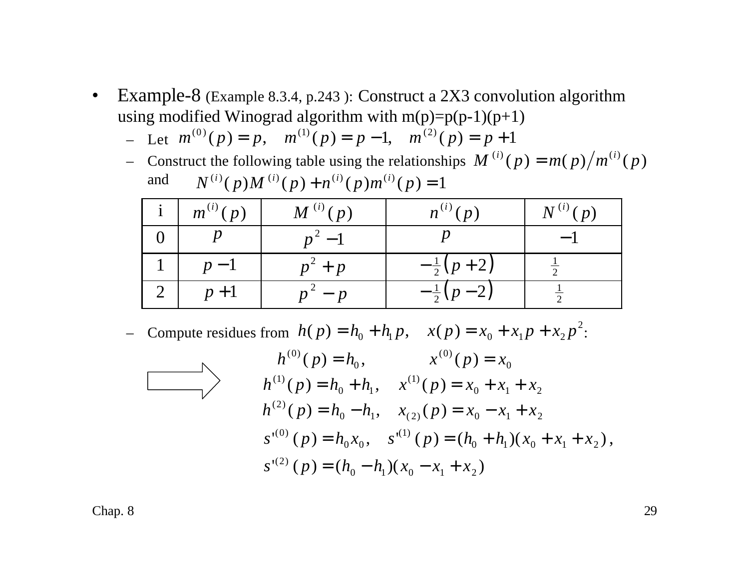- Example-8 (Example 8.3.4, p.243 ): Construct a 2X3 convolution algorithm using modified Winograd algorithm with m(p)=p(p-1)(p+1)
  - Let $m^{(0)}(p) = p, \quad m^{(1)}(p) = p - 1, \quad m^{(2)}(p) = p + 1$
  - Construct the following table using the relationships $M^{(i)}(p) = m(p) / m^{(i)}(p)$ and $N^{(i)}(p)M^{(i)}(p) + n^{(i)}(p)m^{(i)}(p) = 1$

| i | $m^{(i)}(p)$ | $M^{(i)}(p)$ | $n^{(i)}(p)$ | $N^{(i)}(p)$ |
|---|---|---|---|---|
| 0 | $p$ | $p^2 - 1$ | $p$ | $-1$ |
| 1 | $p - 1$ | $p^2 + p$ | $-\frac{1}{2}(p+2)$ | $\frac{1}{2}$ |
| 2 | $p + 1$ | $p^2 - p$ | $-\frac{1}{2}(p-2)$ | $\frac{1}{2}$ |

  - Compute residues from $h(p) = h_0 + h_1 p, \quad x(p) = x_0 + x_1 p + x_2 p^2$:

$$h^{(0)}(p) = h_0, \qquad x^{(0)}(p) = x_0$$

$$h^{(1)}(p) = h_0 + h_1, \quad x^{(1)}(p) = x_0 + x_1 + x_2$$

$$h^{(2)}(p) = h_0 - h_1, \quad x_{(2)}(p) = x_0 - x_1 + x_2$$

$$s'^{(0)}(p) = h_0 x_0, \quad s'^{(1)}(p) = (h_0 + h_1)(x_0 + x_1 + x_2),$$

$$s'^{(2)}(p) = (h_0 - h_1)(x_0 - x_1 + x_2)$$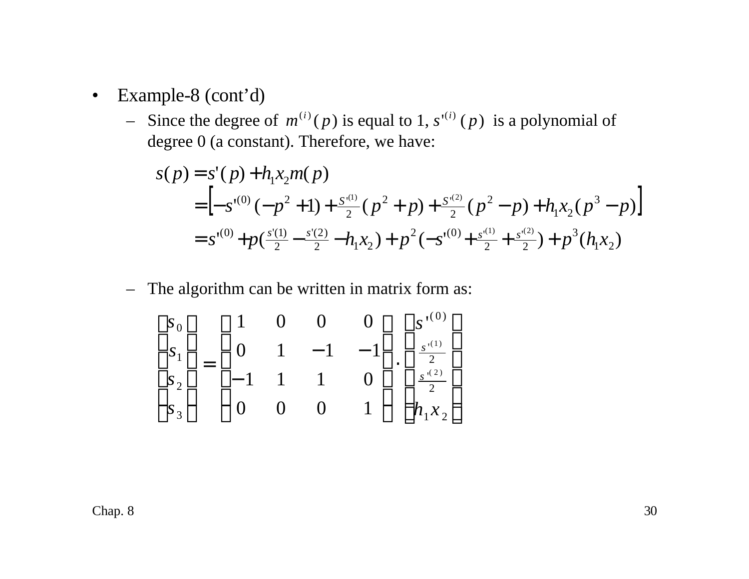- Example-8 (cont'd)
  - Since the degree of $m^{(i)}(p)$ is equal to 1, $s'^{(i)}(p)$ is a polynomial of degree 0 (a constant). Therefore, we have:

$$
\begin{aligned}
s(p) &= s'(p) + h_1 x_2 m(p) \\
&= \left[ -s'^{(0)}(-p^2+1) + \tfrac{S'^{(1)}}{2}(p^2+p) + \tfrac{S'^{(2)}}{2}(p^2-p) + h_1 x_2 (p^3-p) \right] \\
&= s'^{(0)} + p\left(\tfrac{s'(1)}{2} - \tfrac{s'(2)}{2} - h_1 x_2\right) + p^2\left(-s'^{(0)} + \tfrac{s'^{(1)}}{2} + \tfrac{s'^{(2)}}{2}\right) + p^3(h_1 x_2)
\end{aligned}
$$

  - The algorithm can be written in matrix form as:

$$
\begin{bmatrix} s_0 \\ s_1 \\ s_2 \\ s_3 \end{bmatrix} = \begin{bmatrix} 1 & 0 & 0 & 0 \\ 0 & 1 & -1 & -1 \\ -1 & 1 & 1 & 0 \\ 0 & 0 & 0 & 1 \end{bmatrix} \cdot \begin{bmatrix} s'^{(0)} \\ \frac{s'^{(1)}}{2} \\ \frac{s'^{(2)}}{2} \\ h_1 x_2 \end{bmatrix}
$$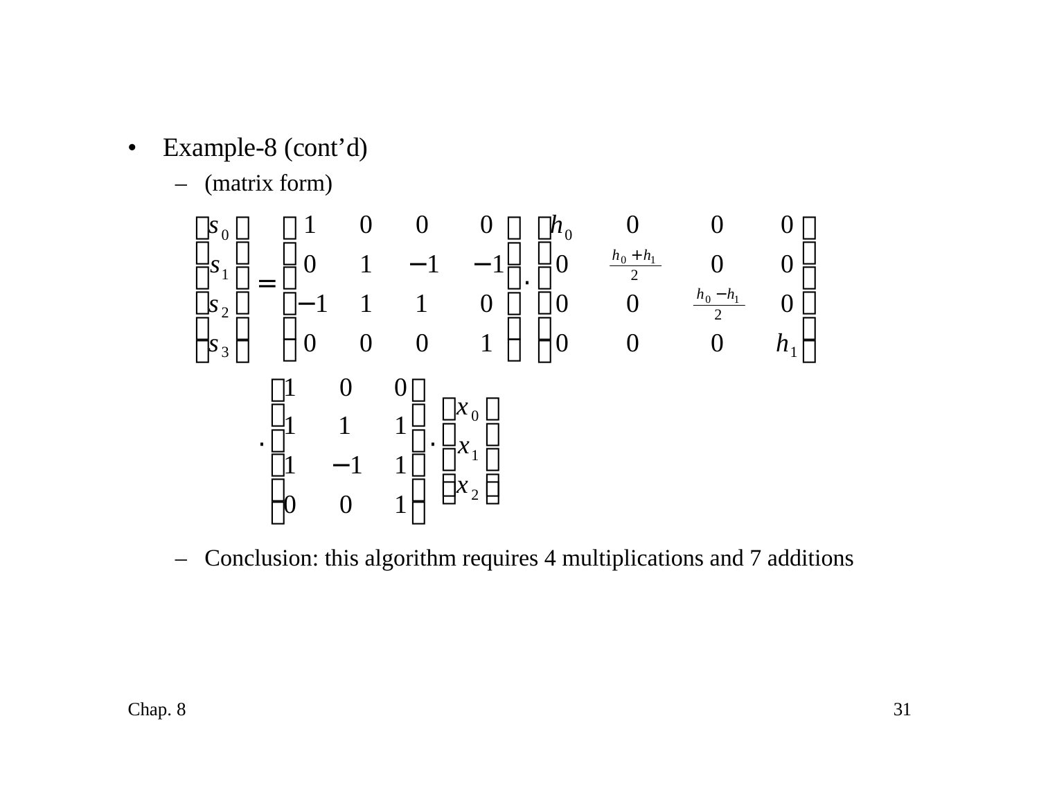- Example-8 (cont'd)
  - (matrix form)

$$
\begin{bmatrix} s_0 \\ s_1 \\ s_2 \\ s_3 \end{bmatrix} = \begin{bmatrix} 1 & 0 & 0 & 0 \\ 0 & 1 & -1 & -1 \\ -1 & 1 & 1 & 0 \\ 0 & 0 & 0 & 1 \end{bmatrix} \cdot \begin{bmatrix} h_0 & 0 & 0 & 0 \\ 0 & \frac{h_0 + h_1}{2} & 0 & 0 \\ 0 & 0 & \frac{h_0 - h_1}{2} & 0 \\ 0 & 0 & 0 & h_1 \end{bmatrix}
$$

$$
\cdot \begin{bmatrix} 1 & 0 & 0 \\ 1 & 1 & 1 \\ 1 & -1 & 1 \\ 0 & 0 & 1 \end{bmatrix} \cdot \begin{bmatrix} x_0 \\ x_1 \\ x_2 \end{bmatrix}
$$

  - Conclusion: this algorithm requires 4 multiplications and 7 additions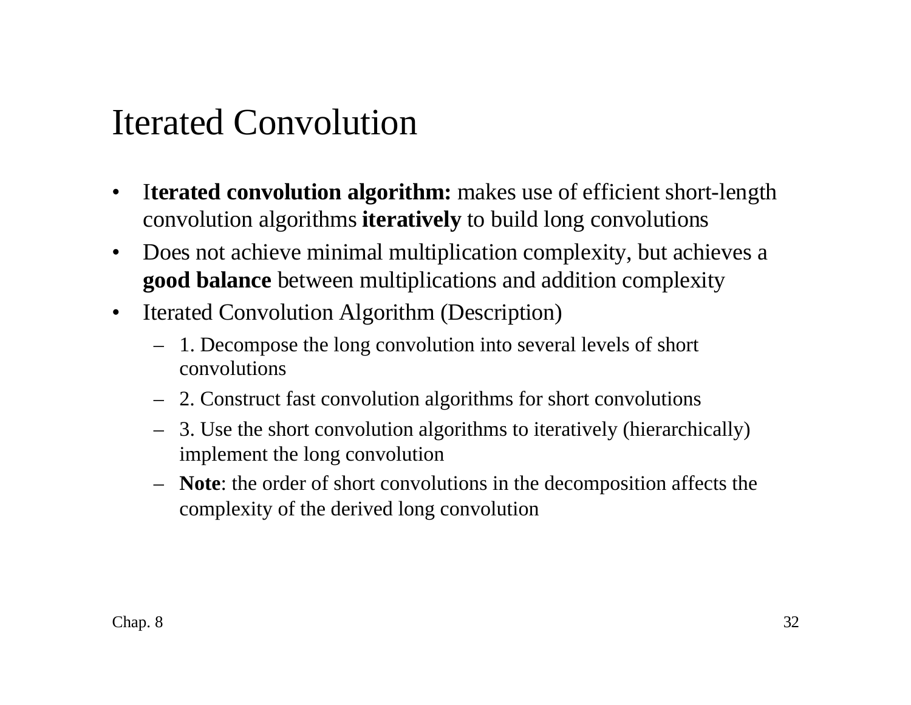# Iterated Convolution

- I**terated convolution algorithm:** makes use of efficient short-length convolution algorithms **iteratively** to build long convolutions
- Does not achieve minimal multiplication complexity, but achieves a **good balance** between multiplications and addition complexity
- Iterated Convolution Algorithm (Description)
  - 1. Decompose the long convolution into several levels of short convolutions
  - 2. Construct fast convolution algorithms for short convolutions
  - 3. Use the short convolution algorithms to iteratively (hierarchically) implement the long convolution
  - **Note**: the order of short convolutions in the decomposition affects the complexity of the derived long convolution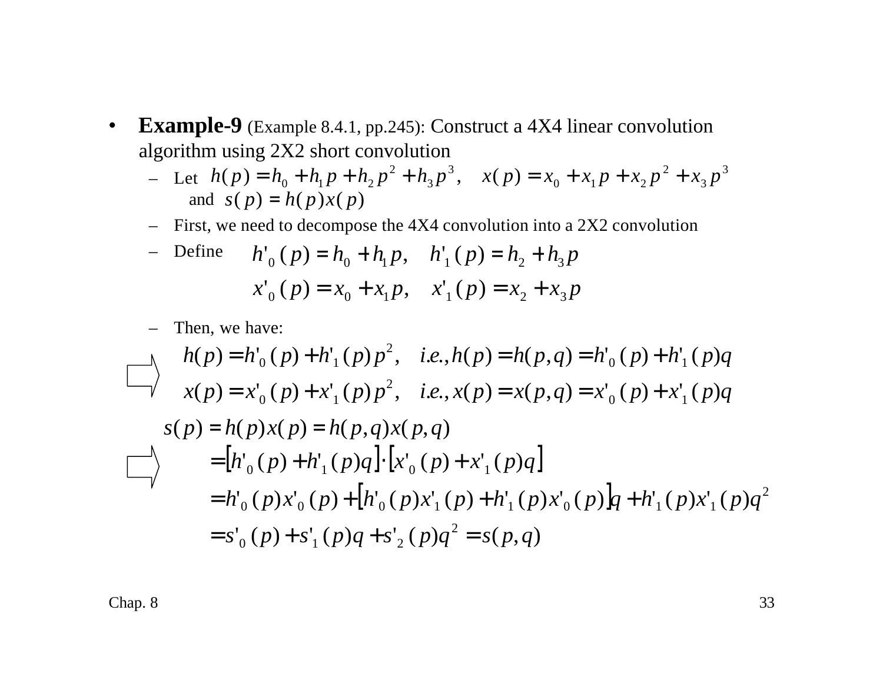- **Example-9** (Example 8.4.1, pp.245): Construct a 4X4 linear convolution algorithm using 2X2 short convolution
  - Let $h(p) = h_0 + h_1 p + h_2 p^2 + h_3 p^3, \quad x(p) = x_0 + x_1 p + x_2 p^2 + x_3 p^3$ and $s(p) = h(p)x(p)$
  - First, we need to decompose the 4X4 convolution into a 2X2 convolution
  - Define
  $$h'_0(p) = h_0 + h_1 p, \quad h'_1(p) = h_2 + h_3 p$$
  $$x'_0(p) = x_0 + x_1 p, \quad x'_1(p) = x_2 + x_3 p$$
  - Then, we have:

$$\Rightarrow \quad h(p) = h'_0(p) + h'_1(p)p^2, \quad i.e., h(p) = h(p,q) = h'_0(p) + h'_1(p)q$$
$$x(p) = x'_0(p) + x'_1(p)p^2, \quad i.e., x(p) = x(p,q) = x'_0(p) + x'_1(p)q$$

$$
\begin{aligned}
s(p) &= h(p)x(p) = h(p,q)x(p,q) \\
\Rightarrow \quad &= [h'_0(p) + h'_1(p)q] \cdot [x'_0(p) + x'_1(p)q] \\
&= h'_0(p)x'_0(p) + [h'_0(p)x'_1(p) + h'_1(p)x'_0(p)]q + h'_1(p)x'_1(p)q^2 \\
&= s'_0(p) + s'_1(p)q + s'_2(p)q^2 = s(p,q)
\end{aligned}
$$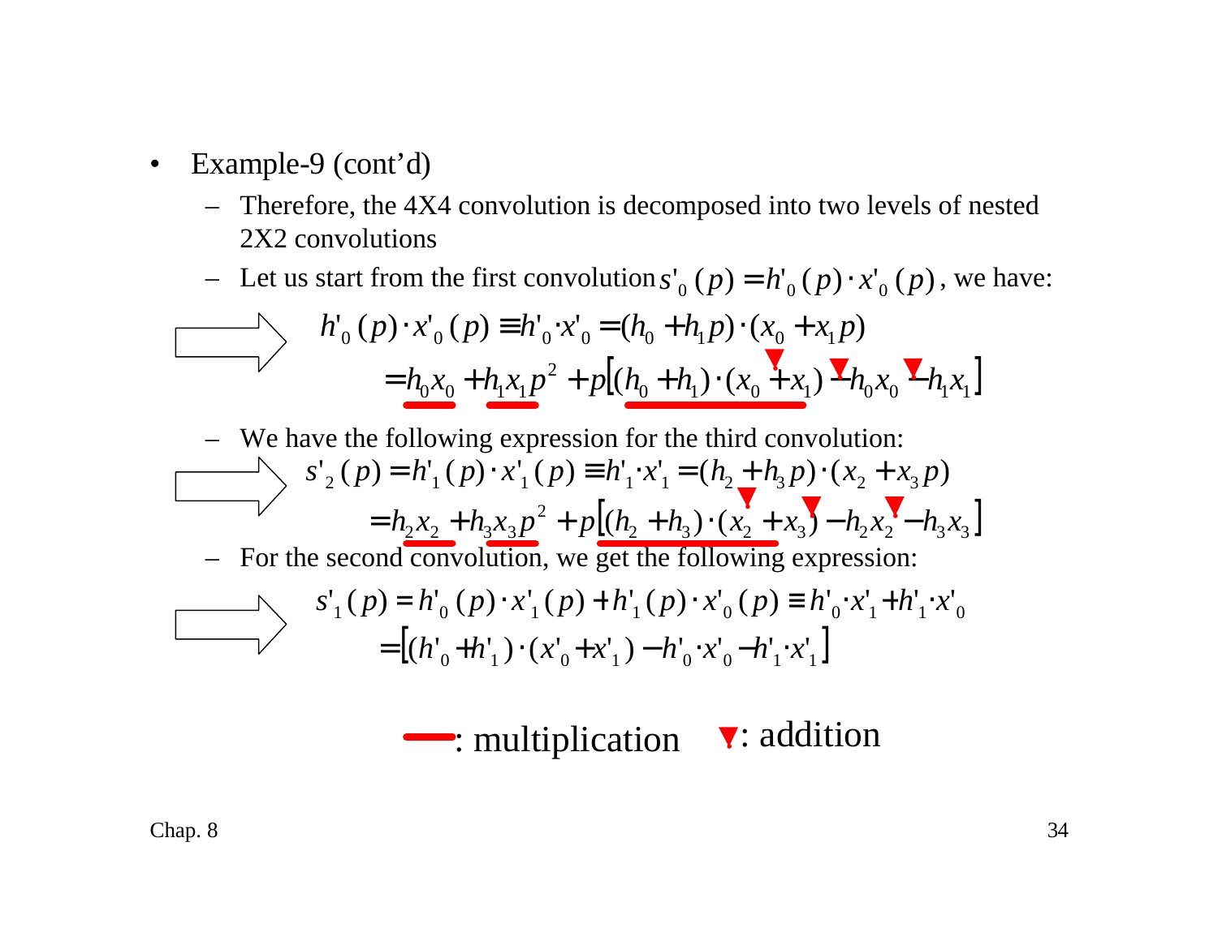- Example-9 (cont'd)
  - Therefore, the 4X4 convolution is decomposed into two levels of nested 2X2 convolutions
  - Let us start from the first convolution $s'_0(p) = h'_0(p) \cdot x'_0(p)$, we have:

$$h'_0(p) \cdot x'_0(p) \equiv h'_0 \cdot x'_0 = (h_0 + h_1 p) \cdot (x_0 + x_1 p)$$
$$= h_0 x_0 + h_1 x_1 p^2 + p\left[(h_0 + h_1) \cdot (x_0 + x_1) - h_0 x_0 - h_1 x_1\right]$$

  - We have the following expression for the third convolution:

$$s'_2(p) = h'_1(p) \cdot x'_1(p) \equiv h'_1 \cdot x'_1 = (h_2 + h_3 p) \cdot (x_2 + x_3 p)$$
$$= h_2 x_2 + h_3 x_3 p^2 + p\left[(h_2 + h_3) \cdot (x_2 + x_3) - h_2 x_2 - h_3 x_3\right]$$

  - For the second convolution, we get the following expression:

$$s'_1(p) = h'_0(p) \cdot x'_1(p) + h'_1(p) \cdot x'_0(p) \equiv h'_0 \cdot x'_1 + h'_1 \cdot x'_0$$
$$= \left[(h'_0 + h'_1) \cdot (x'_0 + x'_1) - h'_0 \cdot x'_0 - h'_1 \cdot x'_1\right]$$

▬ : multiplication ▼ : addition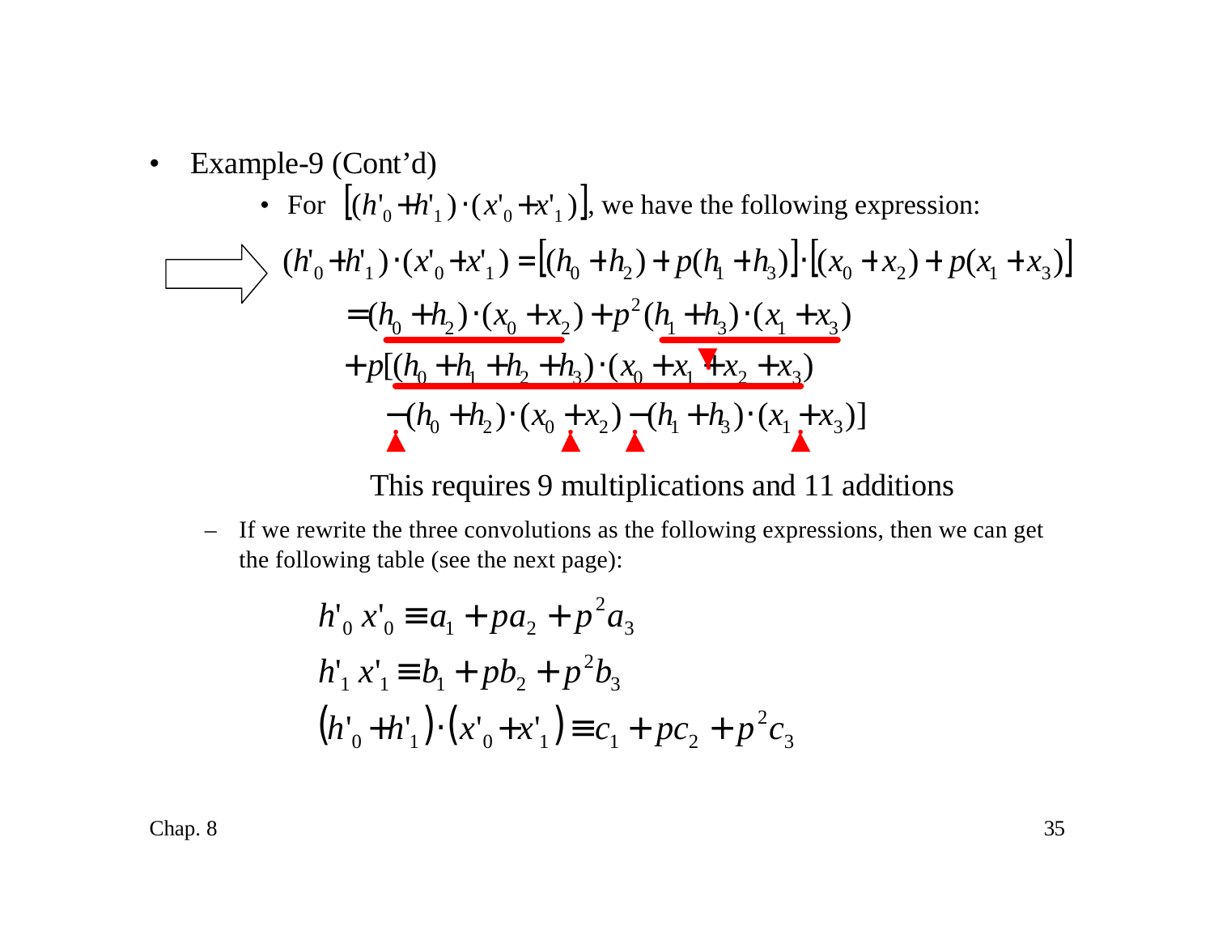- Example-9 (Cont'd)
  - For $\left[(h'_0 + h'_1)\cdot(x'_0 + x'_1)\right]$, we have the following expression:

$$
\begin{aligned}
(h'_0 + h'_1)\cdot(x'_0 + x'_1) &= \left[(h_0 + h_2) + p(h_1 + h_3)\right]\cdot\left[(x_0 + x_2) + p(x_1 + x_3)\right] \\
&= (h_0 + h_2)\cdot(x_0 + x_2) + p^2(h_1 + h_3)\cdot(x_1 + x_3) \\
&\quad + p[(h_0 + h_1 + h_2 + h_3)\cdot(x_0 + x_1 + x_2 + x_3) \\
&\quad - (h_0 + h_2)\cdot(x_0 + x_2) - (h_1 + h_3)\cdot(x_1 + x_3)]
\end{aligned}
$$

This requires 9 multiplications and 11 additions

- If we rewrite the three convolutions as the following expressions, then we can get the following table (see the next page):

$$
\begin{aligned}
h'_0\, x'_0 &\equiv a_1 + pa_2 + p^2 a_3 \\
h'_1\, x'_1 &\equiv b_1 + pb_2 + p^2 b_3 \\
(h'_0 + h'_1)\cdot(x'_0 + x'_1) &\equiv c_1 + pc_2 + p^2 c_3
\end{aligned}
$$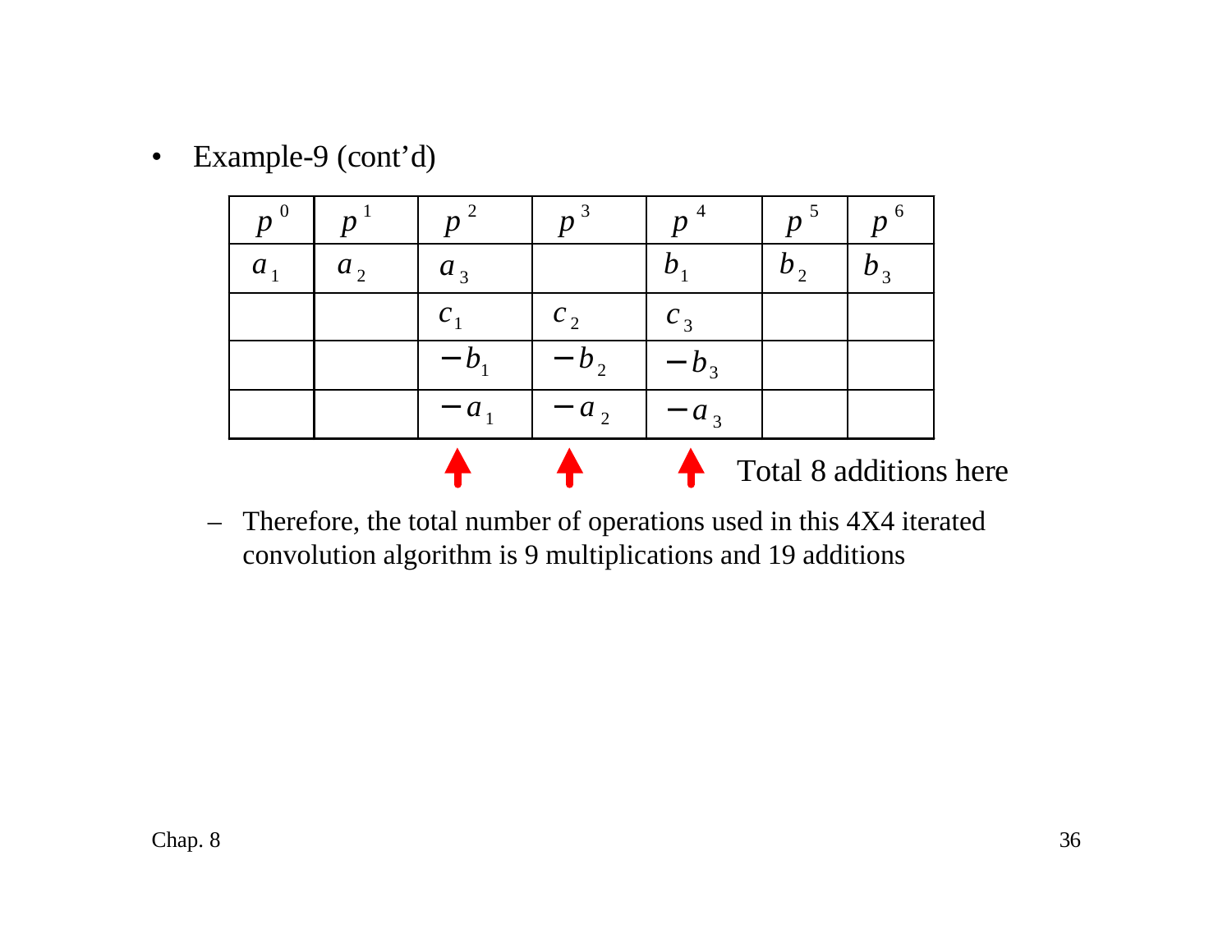- Example-9 (cont'd)

| $p^0$ | $p^1$ | $p^2$ | $p^3$ | $p^4$ | $p^5$ | $p^6$ |
|---|---|---|---|---|---|---|
| $a_1$ | $a_2$ | $a_3$ | | $b_1$ | $b_2$ | $b_3$ |
| | | $c_1$ | $c_2$ | $c_3$ | | |
| | | $-b_1$ | $-b_2$ | $-b_3$ | | |
| | | $-a_1$ | $-a_2$ | $-a_3$ | | |

Total 8 additions here

- Therefore, the total number of operations used in this 4X4 iterated convolution algorithm is 9 multiplications and 19 additions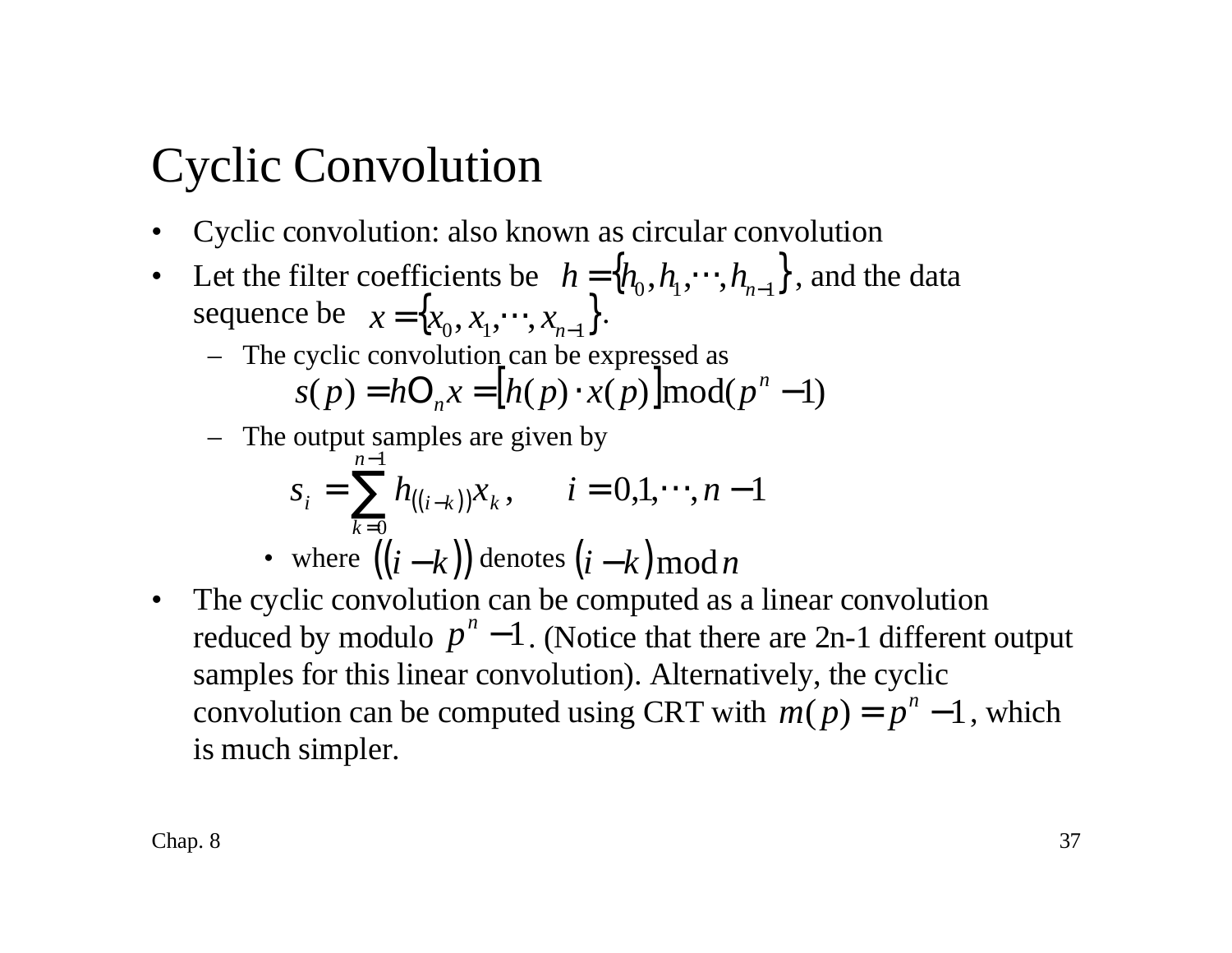# Cyclic Convolution

- Cyclic convolution: also known as circular convolution
- Let the filter coefficients be $h = \{h_0, h_1, \cdots, h_{n-1}\}$, and the data sequence be $x = \{x_0, x_1, \cdots, x_{n-1}\}$.
  - The cyclic convolution can be expressed as

$$s(p) = h \text{O}_n x = \left[ h(p) \cdot x(p) \right] \bmod (p^n - 1)$$

  - The output samples are given by

$$s_i = \sum_{k=0}^{n-1} h_{((i-k))} x_k, \qquad i = 0, 1, \cdots, n-1$$

    - where $((i-k))$ denotes $(i-k) \bmod n$
- The cyclic convolution can be computed as a linear convolution reduced by modulo $p^n - 1$. (Notice that there are 2n-1 different output samples for this linear convolution). Alternatively, the cyclic convolution can be computed using CRT with $m(p) = p^n - 1$, which is much simpler.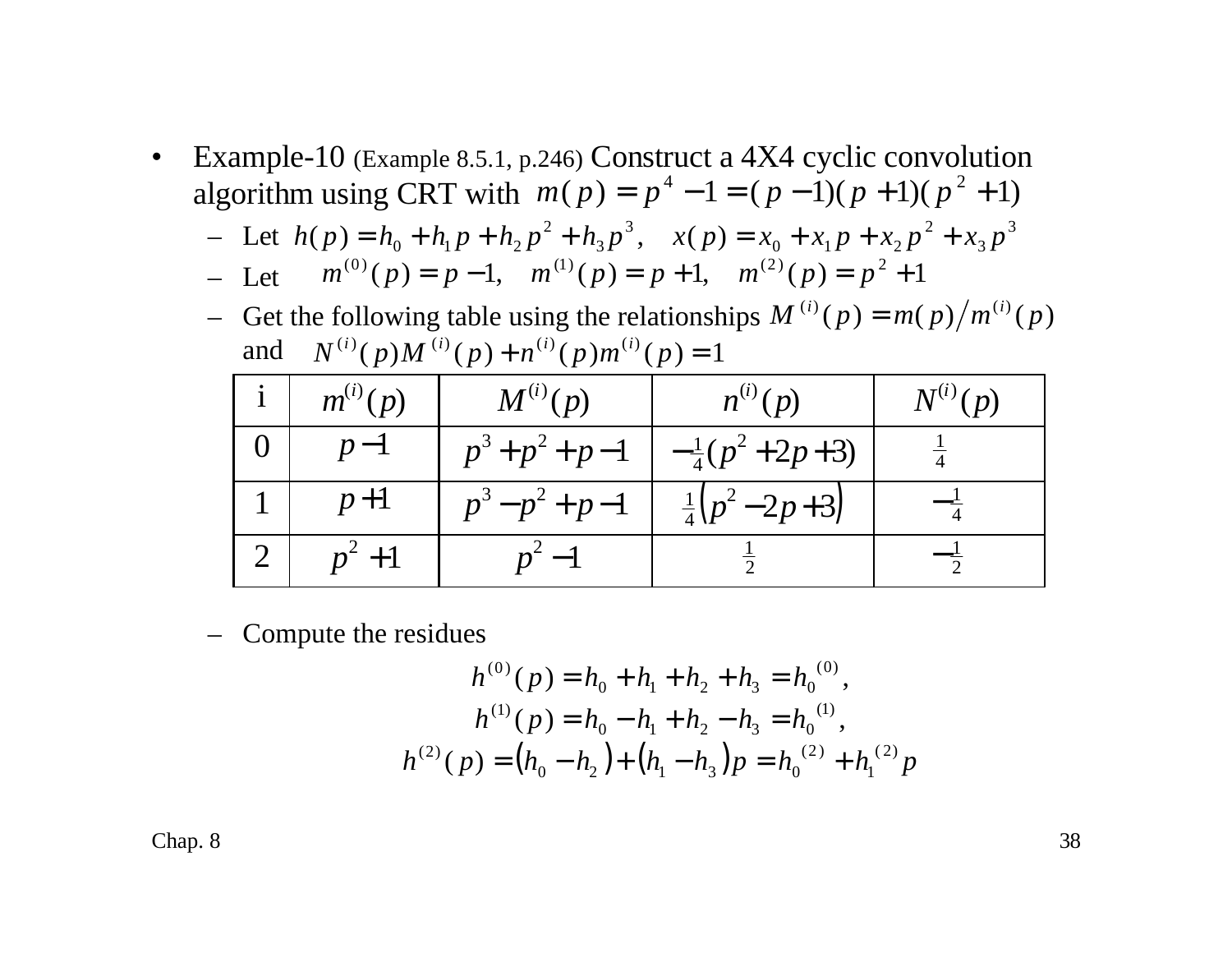- Example-10 (Example 8.5.1, p.246) Construct a 4X4 cyclic convolution algorithm using CRT with $m(p) = p^4 - 1 = (p-1)(p+1)(p^2+1)$
  - Let $h(p) = h_0 + h_1 p + h_2 p^2 + h_3 p^3, \quad x(p) = x_0 + x_1 p + x_2 p^2 + x_3 p^3$
  - Let $m^{(0)}(p) = p - 1, \quad m^{(1)}(p) = p + 1, \quad m^{(2)}(p) = p^2 + 1$
  - Get the following table using the relationships $M^{(i)}(p) = m(p) / m^{(i)}(p)$ and $N^{(i)}(p) M^{(i)}(p) + n^{(i)}(p) m^{(i)}(p) = 1$

| i | $m^{(i)}(p)$ | $M^{(i)}(p)$ | $n^{(i)}(p)$ | $N^{(i)}(p)$ |
|---|---|---|---|---|
| 0 | $p-1$ | $p^3+p^2+p-1$ | $-\frac{1}{4}(p^2+2p+3)$ | $\frac{1}{4}$ |
| 1 | $p+1$ | $p^3-p^2+p-1$ | $\frac{1}{4}(p^2-2p+3)$ | $-\frac{1}{4}$ |
| 2 | $p^2+1$ | $p^2-1$ | $\frac{1}{2}$ | $-\frac{1}{2}$ |

  - Compute the residues

$$h^{(0)}(p) = h_0 + h_1 + h_2 + h_3 = h_0^{(0)},$$
$$h^{(1)}(p) = h_0 - h_1 + h_2 - h_3 = h_0^{(1)},$$
$$h^{(2)}(p) = (h_0 - h_2) + (h_1 - h_3)p = h_0^{(2)} + h_1^{(2)} p$$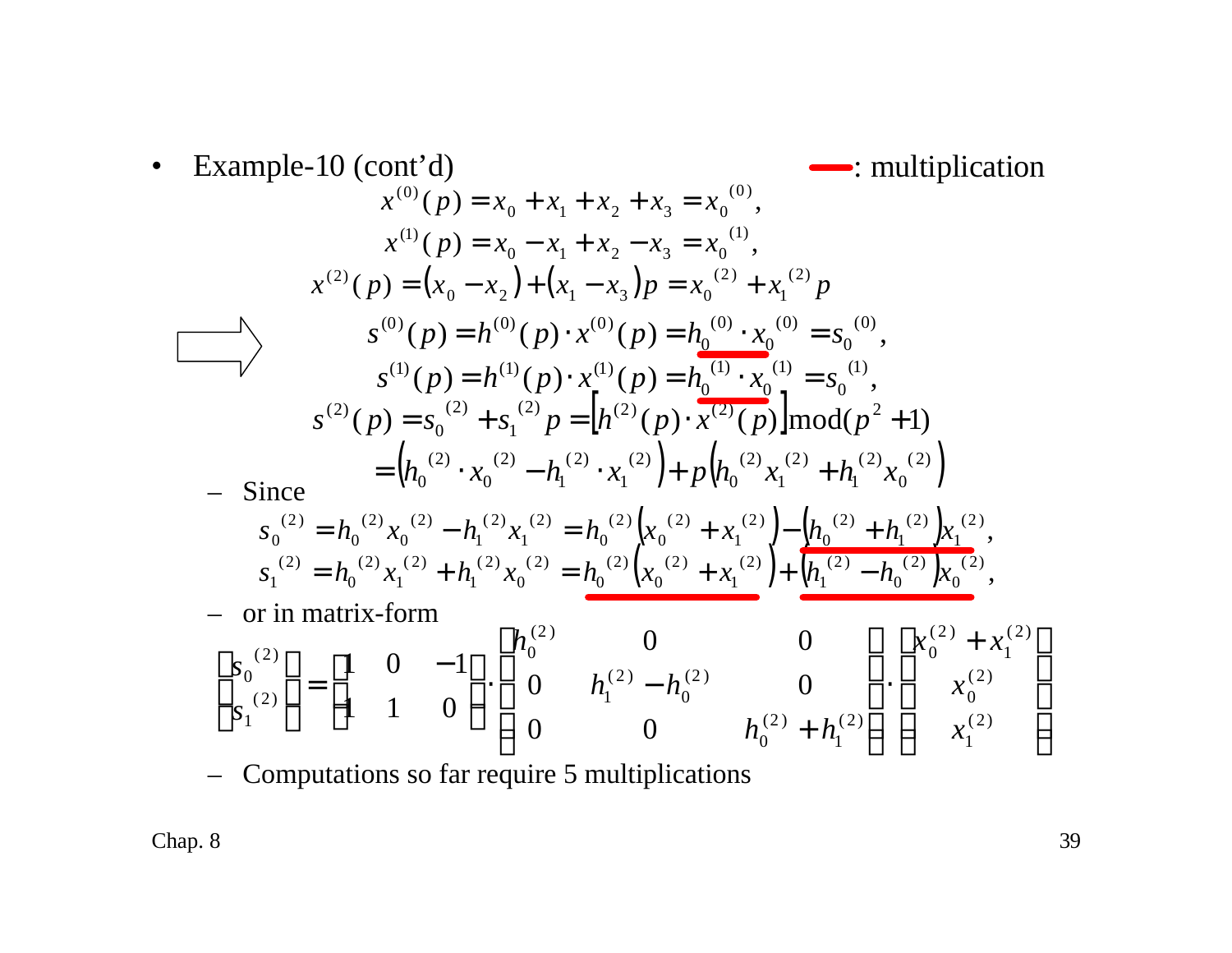- Example-10 (cont'd) — : multiplication

$$x^{(0)}(p) = x_0 + x_1 + x_2 + x_3 = x_0^{(0)},$$

$$x^{(1)}(p) = x_0 - x_1 + x_2 - x_3 = x_0^{(1)},$$

$$x^{(2)}(p) = (x_0 - x_2) + (x_1 - x_3)p = x_0^{(2)} + x_1^{(2)} p$$

$$\Rightarrow \quad s^{(0)}(p) = h^{(0)}(p) \cdot x^{(0)}(p) = \underline{h_0^{(0)} \cdot x_0^{(0)}} = s_0^{(0)},$$

$$s^{(1)}(p) = h^{(1)}(p) \cdot x^{(1)}(p) = \underline{h_0^{(1)} \cdot x_0^{(1)}} = s_0^{(1)},$$

$$s^{(2)}(p) = s_0^{(2)} + s_1^{(2)} p = \left[h^{(2)}(p) \cdot x^{(2)}(p)\right] \bmod (p^2 + 1)$$

$$= \left(h_0^{(2)} \cdot x_0^{(2)} - h_1^{(2)} \cdot x_1^{(2)}\right) + p\left(h_0^{(2)} x_1^{(2)} + h_1^{(2)} x_0^{(2)}\right)$$

  - Since

$$s_0^{(2)} = h_0^{(2)} x_0^{(2)} - h_1^{(2)} x_1^{(2)} = h_0^{(2)}\left(x_0^{(2)} + x_1^{(2)}\right) - \underline{\left(h_0^{(2)} + h_1^{(2)}\right) x_1^{(2)}},$$

$$s_1^{(2)} = h_0^{(2)} x_1^{(2)} + h_1^{(2)} x_0^{(2)} = \underline{h_0^{(2)}\left(x_0^{(2)} + x_1^{(2)}\right)} + \underline{\left(h_1^{(2)} - h_0^{(2)}\right) x_0^{(2)}},$$

  - or in matrix-form

$$\begin{bmatrix} s_0^{(2)} \\ s_1^{(2)} \end{bmatrix} = \begin{bmatrix} 1 & 0 & -1 \\ 1 & 1 & 0 \end{bmatrix} \cdot \begin{bmatrix} h_0^{(2)} & 0 & 0 \\ 0 & h_1^{(2)} - h_0^{(2)} & 0 \\ 0 & 0 & h_0^{(2)} + h_1^{(2)} \end{bmatrix} \cdot \begin{bmatrix} x_0^{(2)} + x_1^{(2)} \\ x_0^{(2)} \\ x_1^{(2)} \end{bmatrix}$$

  - Computations so far require 5 multiplications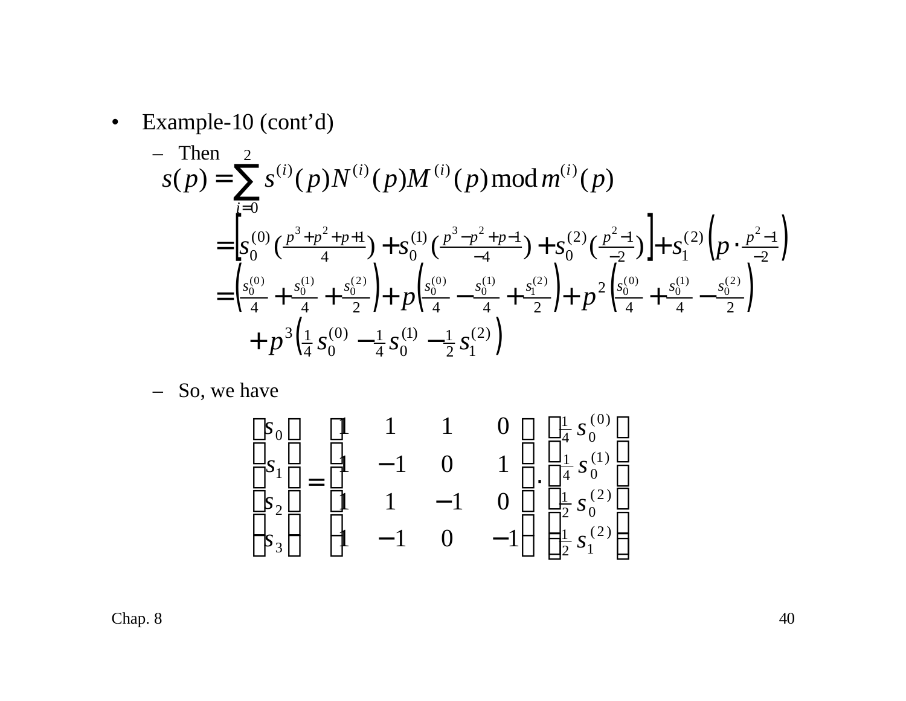- Example-10 (cont'd)
  - Then

$$
\begin{aligned}
s(p) &= \sum_{i=0}^{2} s^{(i)}(p) N^{(i)}(p) M^{(i)}(p) \bmod m^{(i)}(p) \\
&= \left[ s_0^{(0)} \left( \frac{p^3 + p^2 + p + 1}{4} \right) + s_0^{(1)} \left( \frac{p^3 - p^2 + p - 1}{-4} \right) + s_0^{(2)} \left( \frac{p^2 - 1}{-2} \right) \right] + s_1^{(2)} \left( p \cdot \frac{p^2 - 1}{-2} \right) \\
&= \left( \frac{s_0^{(0)}}{4} + \frac{s_0^{(1)}}{4} + \frac{s_0^{(2)}}{2} \right) + p \left( \frac{s_0^{(0)}}{4} - \frac{s_0^{(1)}}{4} + \frac{s_1^{(2)}}{2} \right) + p^2 \left( \frac{s_0^{(0)}}{4} + \frac{s_0^{(1)}}{4} - \frac{s_0^{(2)}}{2} \right) \\
&\quad + p^3 \left( \frac{1}{4} s_0^{(0)} - \frac{1}{4} s_0^{(1)} - \frac{1}{2} s_1^{(2)} \right)
\end{aligned}
$$

  - So, we have

$$
\begin{bmatrix} s_0 \\ s_1 \\ s_2 \\ s_3 \end{bmatrix} = \begin{bmatrix} 1 & 1 & 1 & 0 \\ 1 & -1 & 0 & 1 \\ 1 & 1 & -1 & 0 \\ 1 & -1 & 0 & -1 \end{bmatrix} \cdot \begin{bmatrix} \frac{1}{4} s_0^{(0)} \\ \frac{1}{4} s_0^{(1)} \\ \frac{1}{2} s_0^{(2)} \\ \frac{1}{2} s_1^{(2)} \end{bmatrix}
$$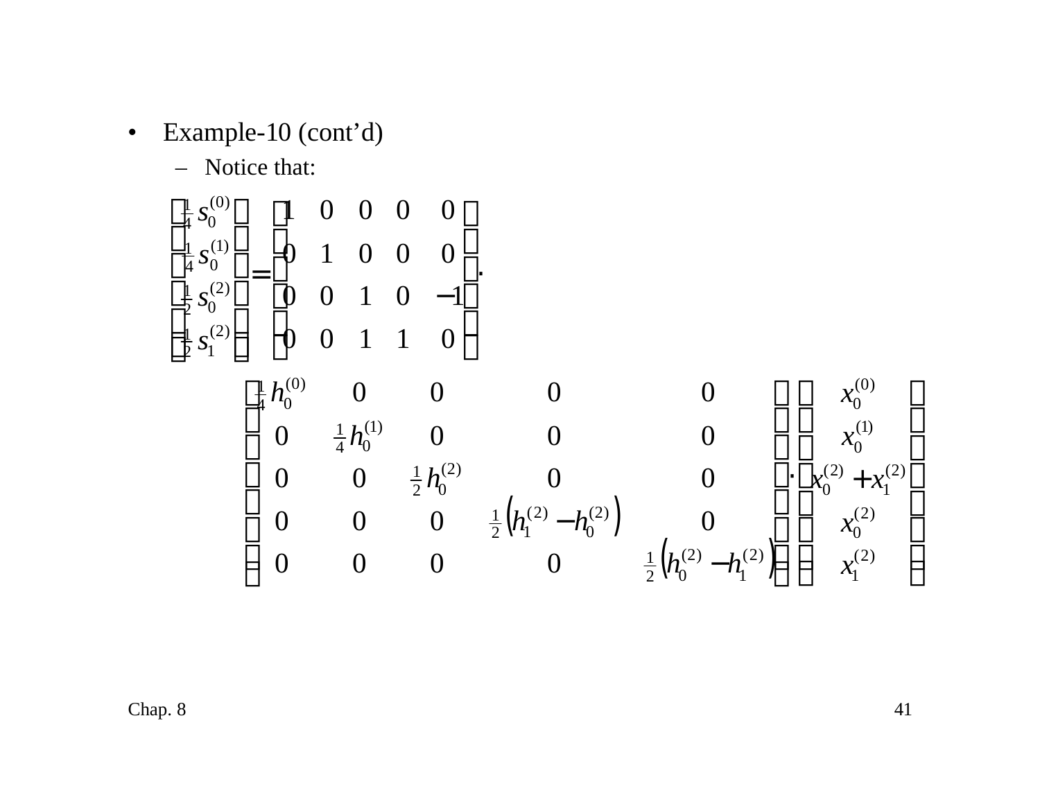- Example-10 (cont'd)
  - Notice that:

$$
\begin{bmatrix} \frac{1}{4} s_0^{(0)} \\ \frac{1}{4} s_0^{(1)} \\ \frac{1}{2} s_0^{(2)} \\ \frac{1}{2} s_1^{(2)} \end{bmatrix} = \begin{bmatrix} 1 & 0 & 0 & 0 & 0 \\ 0 & 1 & 0 & 0 & 0 \\ 0 & 0 & 1 & 0 & -1 \\ 0 & 0 & 1 & 1 & 0 \end{bmatrix} \cdot
$$

$$
\begin{bmatrix} \frac{1}{4} h_0^{(0)} & 0 & 0 & 0 & 0 \\ 0 & \frac{1}{4} h_0^{(1)} & 0 & 0 & 0 \\ 0 & 0 & \frac{1}{2} h_0^{(2)} & 0 & 0 \\ 0 & 0 & 0 & \frac{1}{2}\left(h_1^{(2)} - h_0^{(2)}\right) & 0 \\ 0 & 0 & 0 & 0 & \frac{1}{2}\left(h_0^{(2)} - h_1^{(2)}\right) \end{bmatrix} \cdot \begin{bmatrix} x_0^{(0)} \\ x_0^{(1)} \\ x_0^{(2)} + x_1^{(2)} \\ x_0^{(2)} \\ x_1^{(2)} \end{bmatrix}
$$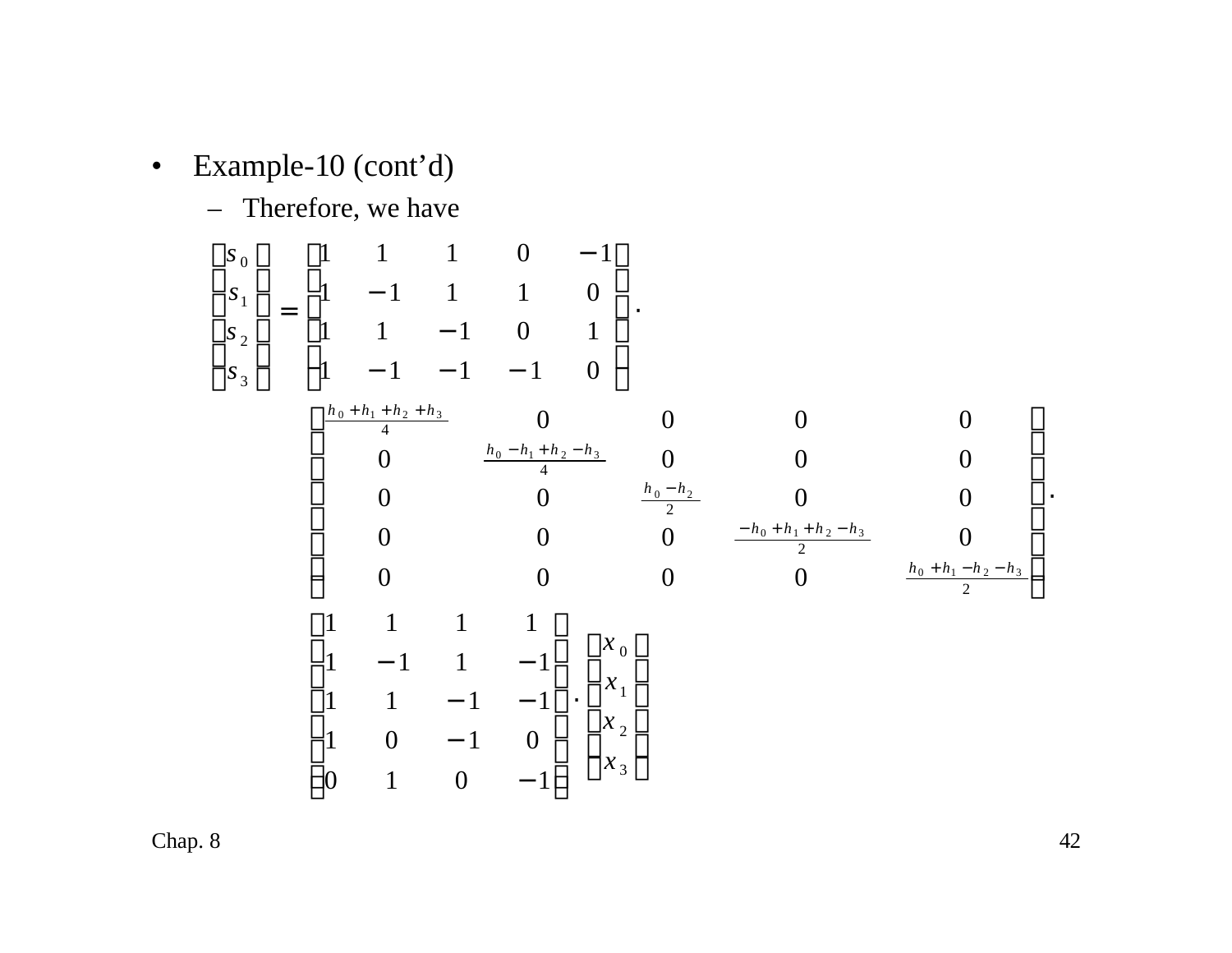- Example-10 (cont'd)
  - Therefore, we have

$$
\begin{bmatrix} s_0 \\ s_1 \\ s_2 \\ s_3 \end{bmatrix} = \begin{bmatrix} 1 & 1 & 1 & 0 & -1 \\ 1 & -1 & 1 & 1 & 0 \\ 1 & 1 & -1 & 0 & 1 \\ 1 & -1 & -1 & -1 & 0 \end{bmatrix} \cdot
$$

$$
\begin{bmatrix} \frac{h_0+h_1+h_2+h_3}{4} & 0 & 0 & 0 & 0 \\ 0 & \frac{h_0-h_1+h_2-h_3}{4} & 0 & 0 & 0 \\ 0 & 0 & \frac{h_0-h_2}{2} & 0 & 0 \\ 0 & 0 & 0 & \frac{-h_0+h_1+h_2-h_3}{2} & 0 \\ 0 & 0 & 0 & 0 & \frac{h_0+h_1-h_2-h_3}{2} \end{bmatrix} \cdot
$$

$$
\begin{bmatrix} 1 & 1 & 1 & 1 \\ 1 & -1 & 1 & -1 \\ 1 & 1 & -1 & -1 \\ 1 & 0 & -1 & 0 \\ 0 & 1 & 0 & -1 \end{bmatrix} \cdot \begin{bmatrix} x_0 \\ x_1 \\ x_2 \\ x_3 \end{bmatrix}
$$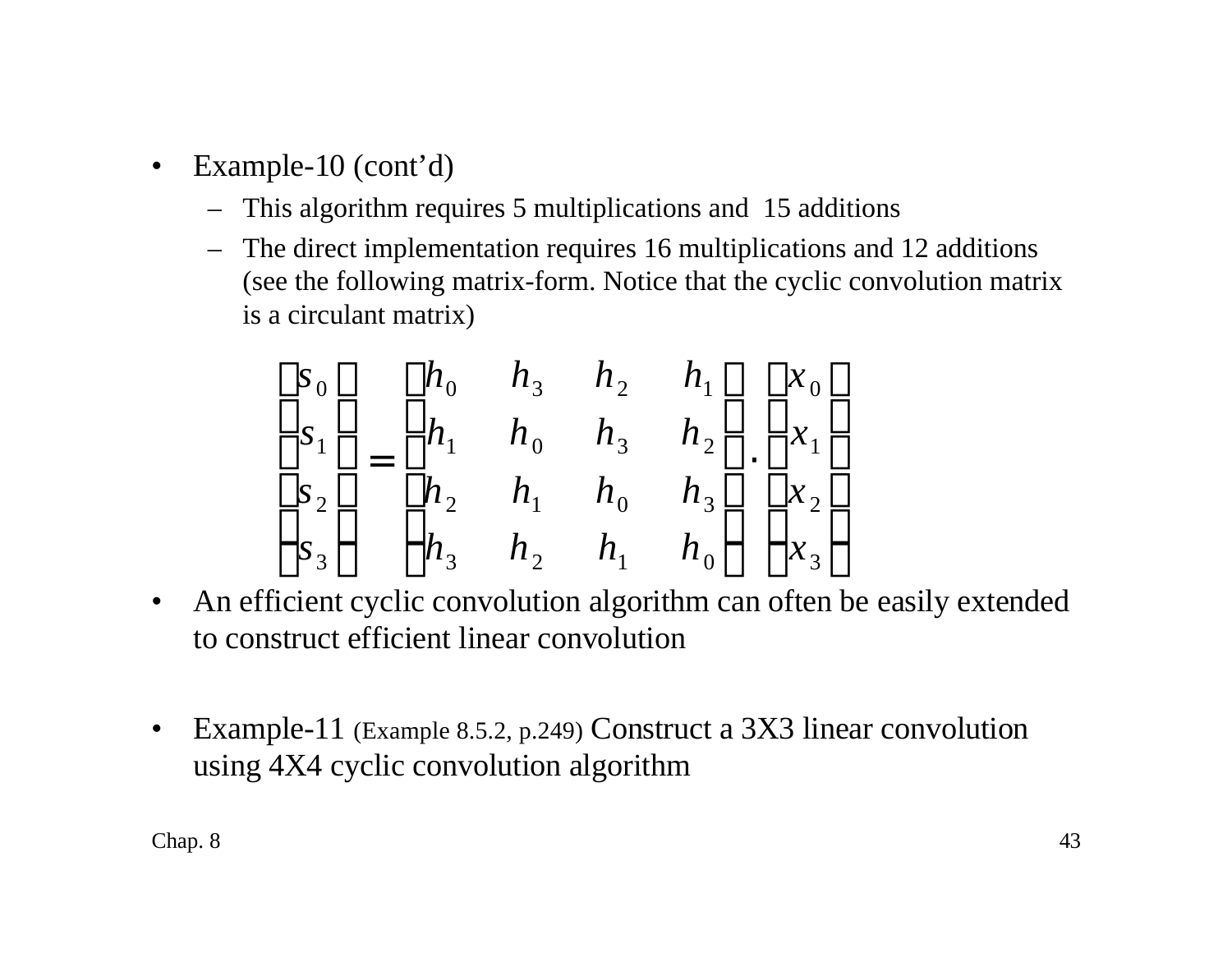- Example-10 (cont'd)
  - This algorithm requires 5 multiplications and 15 additions
  - The direct implementation requires 16 multiplications and 12 additions (see the following matrix-form. Notice that the cyclic convolution matrix is a circulant matrix)

$$
\begin{bmatrix} s_0 \\ s_1 \\ s_2 \\ s_3 \end{bmatrix} = \begin{bmatrix} h_0 & h_3 & h_2 & h_1 \\ h_1 & h_0 & h_3 & h_2 \\ h_2 & h_1 & h_0 & h_3 \\ h_3 & h_2 & h_1 & h_0 \end{bmatrix} \cdot \begin{bmatrix} x_0 \\ x_1 \\ x_2 \\ x_3 \end{bmatrix}
$$

- An efficient cyclic convolution algorithm can often be easily extended to construct efficient linear convolution

- Example-11 (Example 8.5.2, p.249) Construct a 3X3 linear convolution using 4X4 cyclic convolution algorithm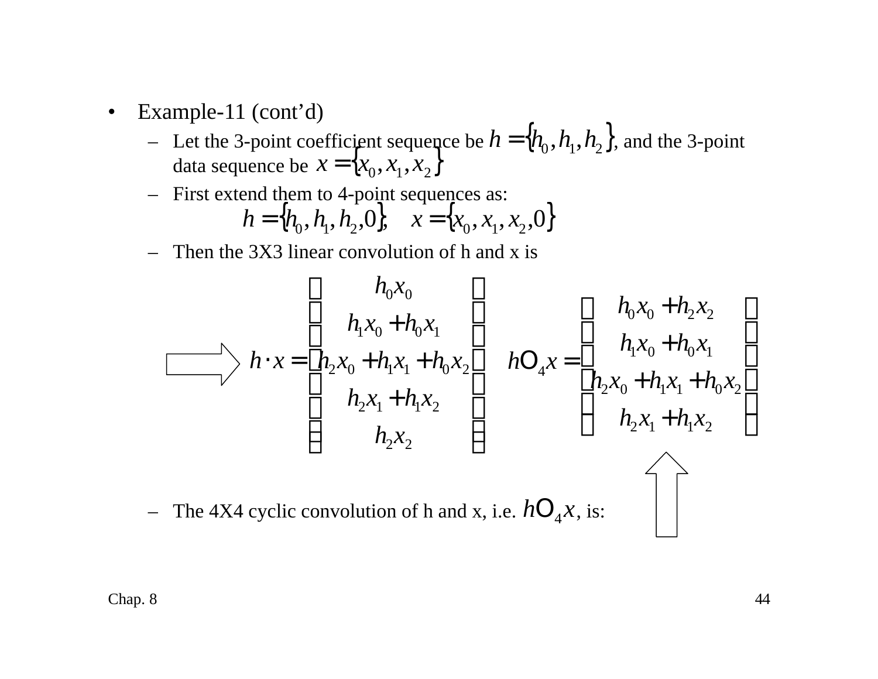- Example-11 (cont'd)
  - Let the 3-point coefficient sequence be $h = \{h_0, h_1, h_2\}$, and the 3-point data sequence be $x = \{x_0, x_1, x_2\}$
  - First extend them to 4-point sequences as:

$$h = \{h_0, h_1, h_2, 0\}, \quad x = \{x_0, x_1, x_2, 0\}$$

  - Then the 3X3 linear convolution of h and x is

$$\Rightarrow \quad h \cdot x = \begin{bmatrix} h_0 x_0 \\ h_1 x_0 + h_0 x_1 \\ h_2 x_0 + h_1 x_1 + h_0 x_2 \\ h_2 x_1 + h_1 x_2 \\ h_2 x_2 \end{bmatrix} \qquad h \mathrm{O}_4 x = \begin{bmatrix} h_0 x_0 + h_2 x_2 \\ h_1 x_0 + h_0 x_1 \\ h_2 x_0 + h_1 x_1 + h_0 x_2 \\ h_2 x_1 + h_1 x_2 \end{bmatrix}$$

  - The 4X4 cyclic convolution of h and x, i.e. $h \mathrm{O}_4 x$, is: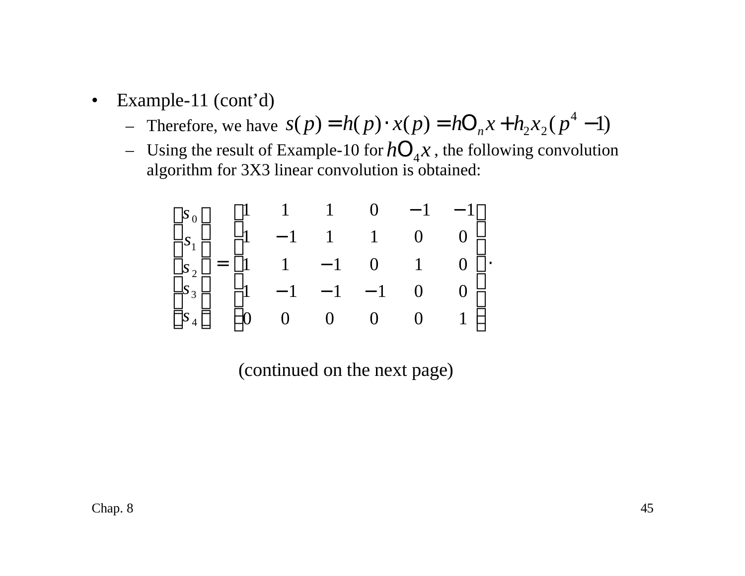- Example-11 (cont'd)
  - Therefore, we have $s(p) = h(p) \cdot x(p) = h \mathrm{O}_n x + h_2 x_2 (p^4 - 1)$
  - Using the result of Example-10 for $h \mathrm{O}_4 x$ , the following convolution algorithm for 3X3 linear convolution is obtained:

$$
\begin{bmatrix} s_0 \\ s_1 \\ s_2 \\ s_3 \\ s_4 \end{bmatrix} = \begin{bmatrix} 1 & 1 & 1 & 0 & -1 & -1 \\ 1 & -1 & 1 & 1 & 0 & 0 \\ 1 & 1 & -1 & 0 & 1 & 0 \\ 1 & -1 & -1 & -1 & 0 & 0 \\ 0 & 0 & 0 & 0 & 0 & 1 \end{bmatrix} \cdot
$$

(continued on the next page)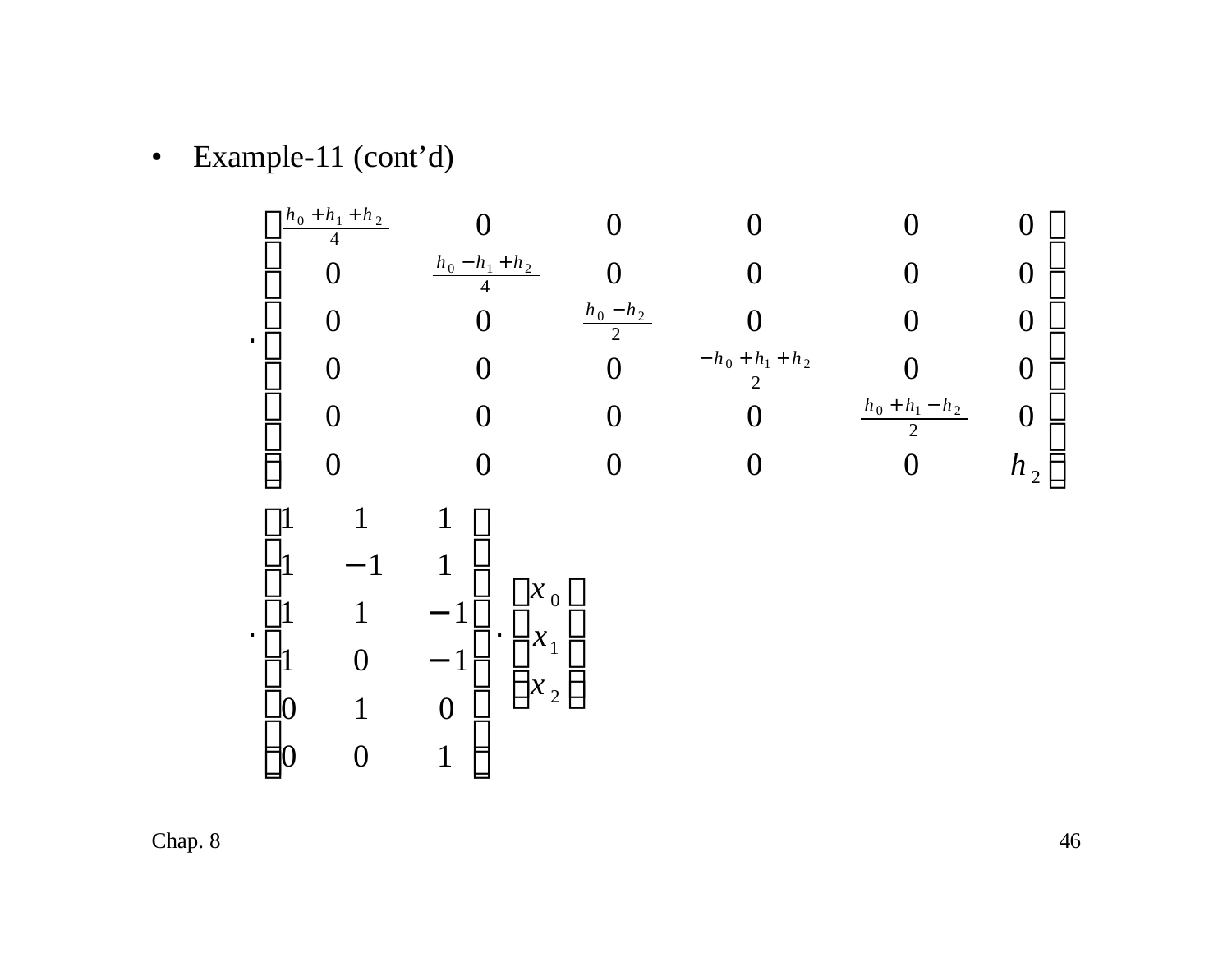- Example-11 (cont'd)

$$
\cdot \begin{bmatrix}
\frac{h_0+h_1+h_2}{4} & 0 & 0 & 0 & 0 & 0 \\
0 & \frac{h_0-h_1+h_2}{4} & 0 & 0 & 0 & 0 \\
0 & 0 & \frac{h_0-h_2}{2} & 0 & 0 & 0 \\
0 & 0 & 0 & \frac{-h_0+h_1+h_2}{2} & 0 & 0 \\
0 & 0 & 0 & 0 & \frac{h_0+h_1-h_2}{2} & 0 \\
0 & 0 & 0 & 0 & 0 & h_2
\end{bmatrix}
$$

$$
\cdot \begin{bmatrix}
1 & 1 & 1 \\
1 & -1 & 1 \\
1 & 1 & -1 \\
1 & 0 & -1 \\
0 & 1 & 0 \\
0 & 0 & 1
\end{bmatrix} \cdot \begin{bmatrix} x_0 \\ x_1 \\ x_2 \end{bmatrix}
$$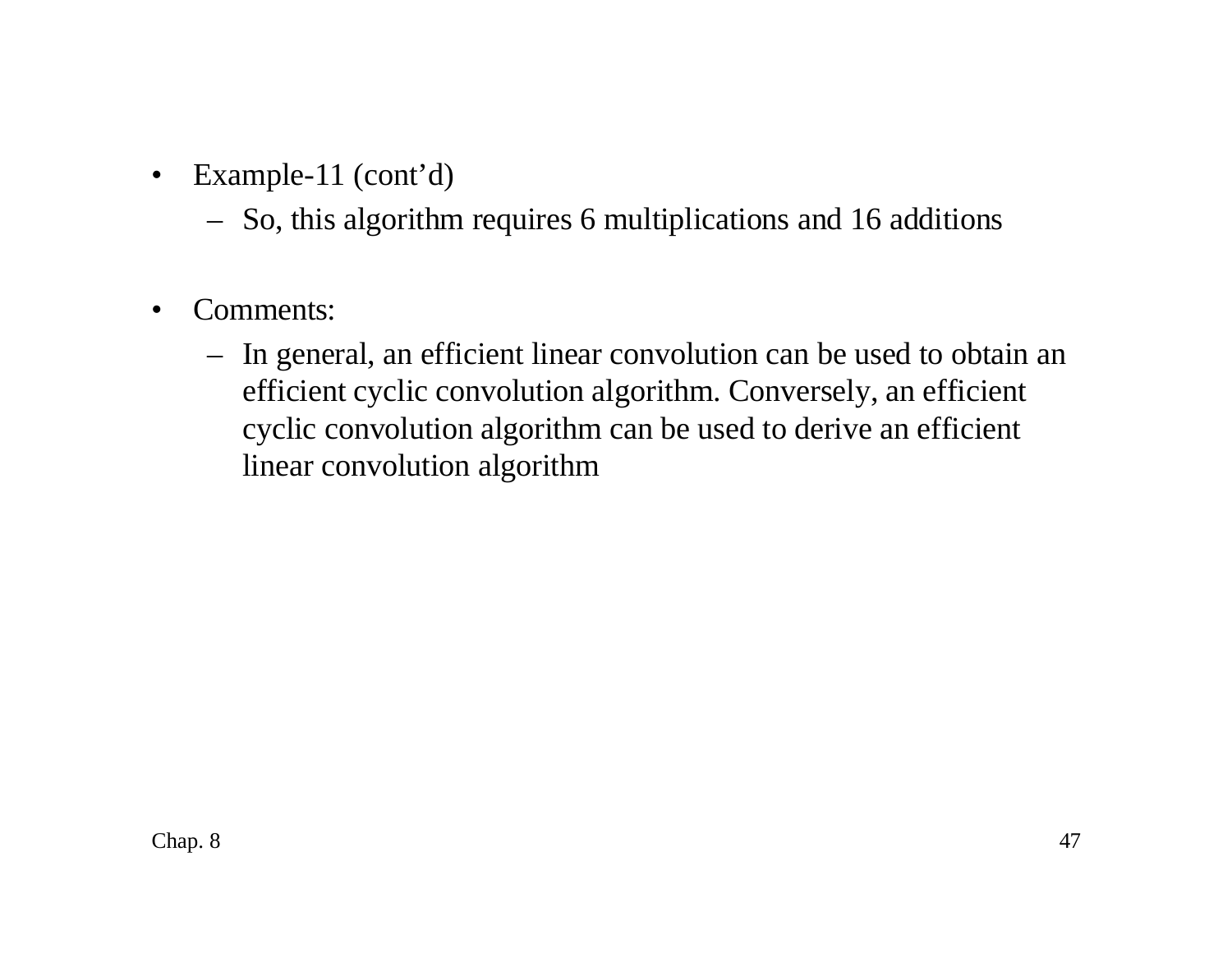- Example-11 (cont'd)
  - So, this algorithm requires 6 multiplications and 16 additions

- Comments:
  - In general, an efficient linear convolution can be used to obtain an efficient cyclic convolution algorithm. Conversely, an efficient cyclic convolution algorithm can be used to derive an efficient linear convolution algorithm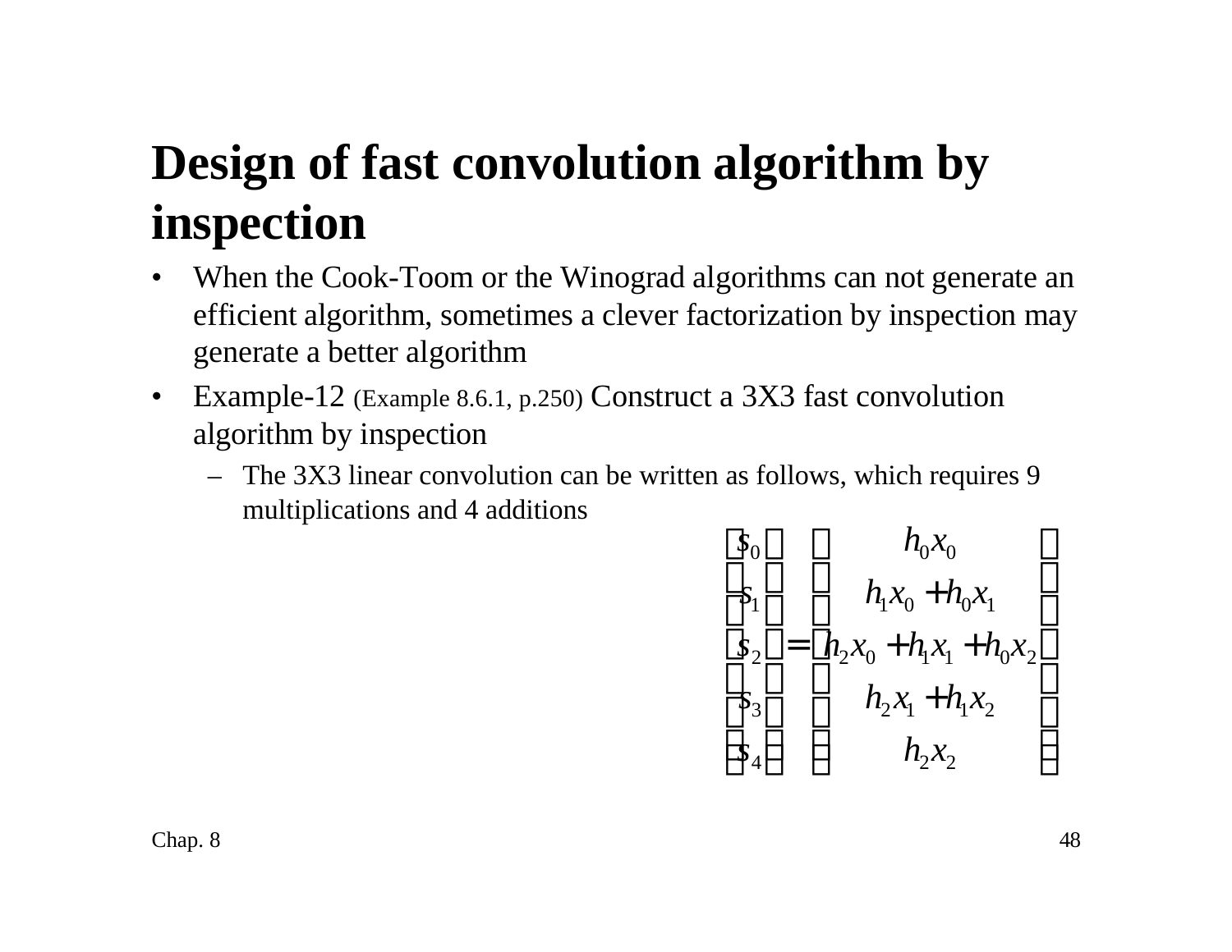# Design of fast convolution algorithm by inspection

- When the Cook-Toom or the Winograd algorithms can not generate an efficient algorithm, sometimes a clever factorization by inspection may generate a better algorithm
- Example-12 (Example 8.6.1, p.250) Construct a 3X3 fast convolution algorithm by inspection
  - The 3X3 linear convolution can be written as follows, which requires 9 multiplications and 4 additions

$$
\begin{bmatrix} s_0 \\ s_1 \\ s_2 \\ s_3 \\ s_4 \end{bmatrix} = \begin{bmatrix} h_0 x_0 \\ h_1 x_0 + h_0 x_1 \\ h_2 x_0 + h_1 x_1 + h_0 x_2 \\ h_2 x_1 + h_1 x_2 \\ h_2 x_2 \end{bmatrix}
$$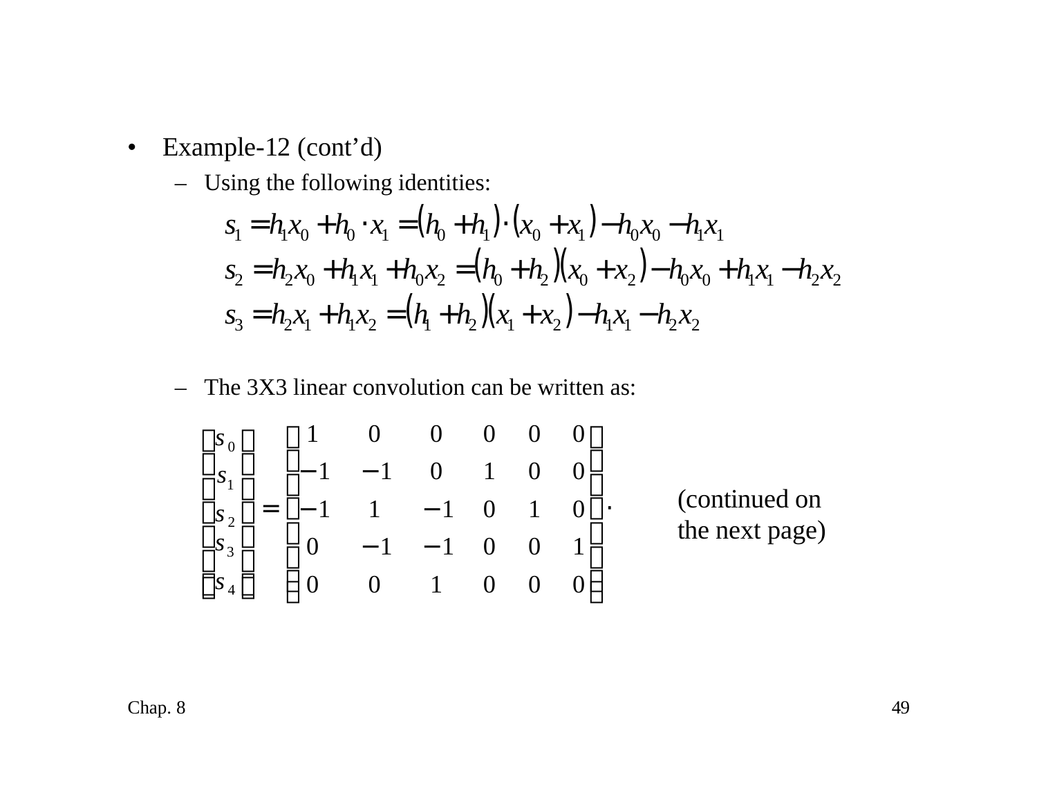- Example-12 (cont'd)
  - Using the following identities:

$$s_1 = h_1 x_0 + h_0 \cdot x_1 = (h_0 + h_1)\cdot(x_0 + x_1) - h_0 x_0 - h_1 x_1$$

$$s_2 = h_2 x_0 + h_1 x_1 + h_0 x_2 = (h_0 + h_2)(x_0 + x_2) - h_0 x_0 + h_1 x_1 - h_2 x_2$$

$$s_3 = h_2 x_1 + h_1 x_2 = (h_1 + h_2)(x_1 + x_2) - h_1 x_1 - h_2 x_2$$

  - The 3X3 linear convolution can be written as:

$$\begin{bmatrix} s_0 \\ s_1 \\ s_2 \\ s_3 \\ s_4 \end{bmatrix} = \begin{bmatrix} 1 & 0 & 0 & 0 & 0 & 0 \\ -1 & -1 & 0 & 1 & 0 & 0 \\ -1 & 1 & -1 & 0 & 1 & 0 \\ 0 & -1 & -1 & 0 & 0 & 1 \\ 0 & 0 & 1 & 0 & 0 & 0 \end{bmatrix} \cdot$$

(continued on the next page)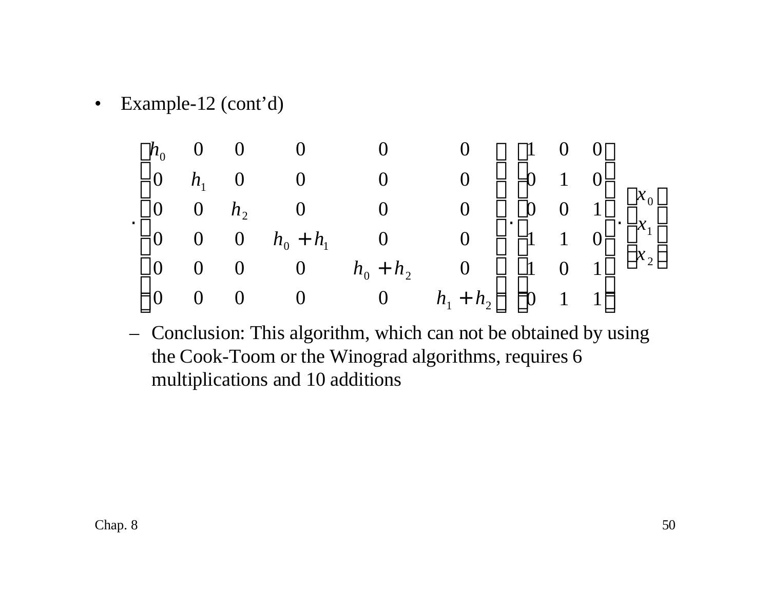- Example-12 (cont'd)

$$
\cdot \begin{bmatrix} h_0 & 0 & 0 & 0 & 0 & 0 \\ 0 & h_1 & 0 & 0 & 0 & 0 \\ 0 & 0 & h_2 & 0 & 0 & 0 \\ 0 & 0 & 0 & h_0 + h_1 & 0 & 0 \\ 0 & 0 & 0 & 0 & h_0 + h_2 & 0 \\ 0 & 0 & 0 & 0 & 0 & h_1 + h_2 \end{bmatrix} \cdot \begin{bmatrix} 1 & 0 & 0 \\ 0 & 1 & 0 \\ 0 & 0 & 1 \\ 1 & 1 & 0 \\ 1 & 0 & 1 \\ 0 & 1 & 1 \end{bmatrix} \cdot \begin{bmatrix} x_0 \\ x_1 \\ x_2 \end{bmatrix}
$$

  - Conclusion: This algorithm, which can not be obtained by using the Cook-Toom or the Winograd algorithms, requires 6 multiplications and 10 additions